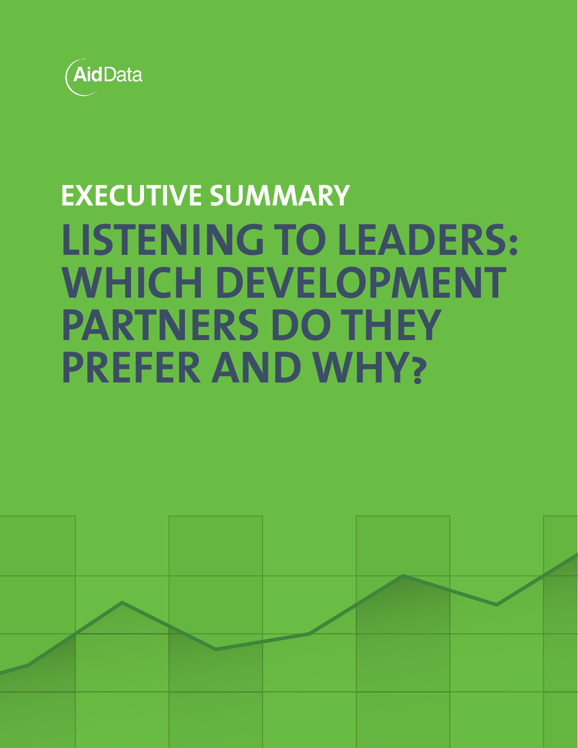AidData

## EXECUTIVE SUMMARY

# LISTENING TO LEADERS: WHICH DEVELOPMENT PARTNERS DO THEY PREFER AND WHY?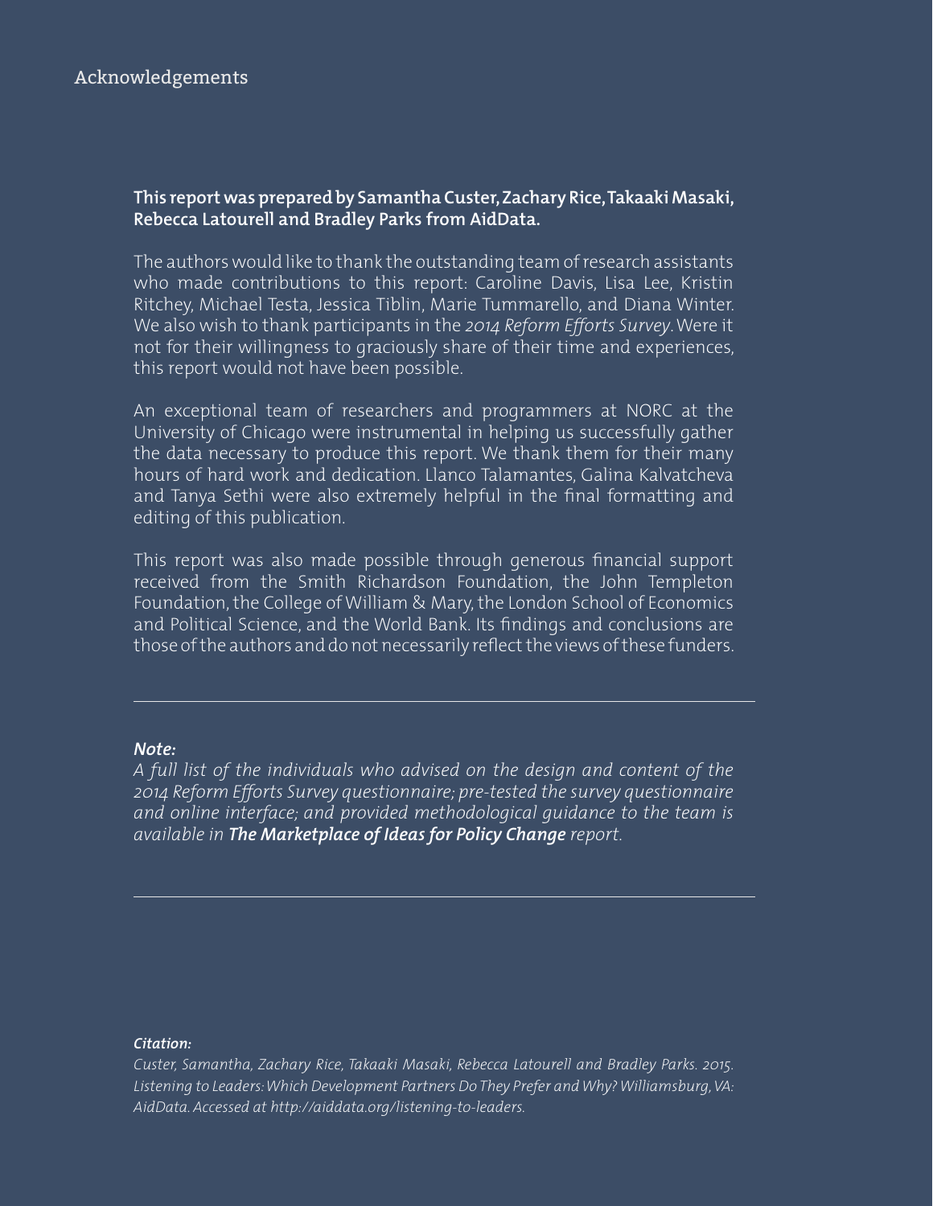# Acknowledgements

**This report was prepared by Samantha Custer, Zachary Rice, Takaaki Masaki, Rebecca Latourell and Bradley Parks from AidData.**

The authors would like to thank the outstanding team of research assistants who made contributions to this report: Caroline Davis, Lisa Lee, Kristin Ritchey, Michael Testa, Jessica Tiblin, Marie Tummarello, and Diana Winter. We also wish to thank participants in the *2014 Reform Efforts Survey*. Were it not for their willingness to graciously share of their time and experiences, this report would not have been possible.

An exceptional team of researchers and programmers at NORC at the University of Chicago were instrumental in helping us successfully gather the data necessary to produce this report. We thank them for their many hours of hard work and dedication. Llanco Talamantes, Galina Kalvatcheva and Tanya Sethi were also extremely helpful in the final formatting and editing of this publication.

This report was also made possible through generous financial support received from the Smith Richardson Foundation, the John Templeton Foundation, the College of William & Mary, the London School of Economics and Political Science, and the World Bank. Its findings and conclusions are those of the authors and do not necessarily reflect the views of these funders.

---

***Note:***

*A full list of the individuals who advised on the design and content of the 2014 Reform Efforts Survey questionnaire; pre-tested the survey questionnaire and online interface; and provided methodological guidance to the team is available in **The Marketplace of Ideas for Policy Change** report.*

---

***Citation:***

*Custer, Samantha, Zachary Rice, Takaaki Masaki, Rebecca Latourell and Bradley Parks. 2015. Listening to Leaders: Which Development Partners Do They Prefer and Why? Williamsburg, VA: AidData. Accessed at http://aiddata.org/listening-to-leaders.*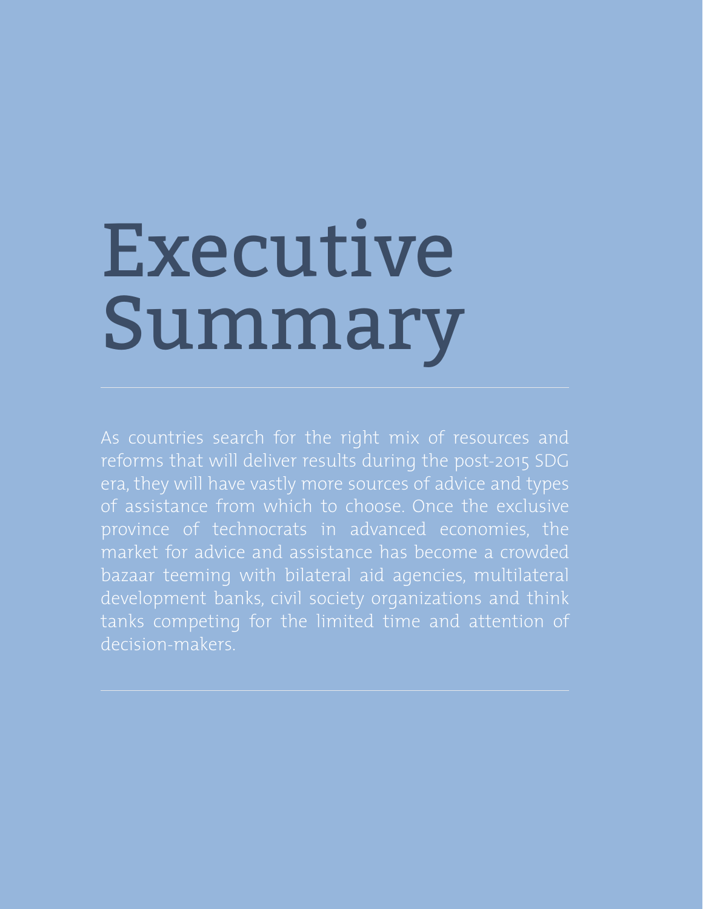# Executive Summary

As countries search for the right mix of resources and reforms that will deliver results during the post-2015 SDG era, they will have vastly more sources of advice and types of assistance from which to choose. Once the exclusive province of technocrats in advanced economies, the market for advice and assistance has become a crowded bazaar teeming with bilateral aid agencies, multilateral development banks, civil society organizations and think tanks competing for the limited time and attention of decision-makers.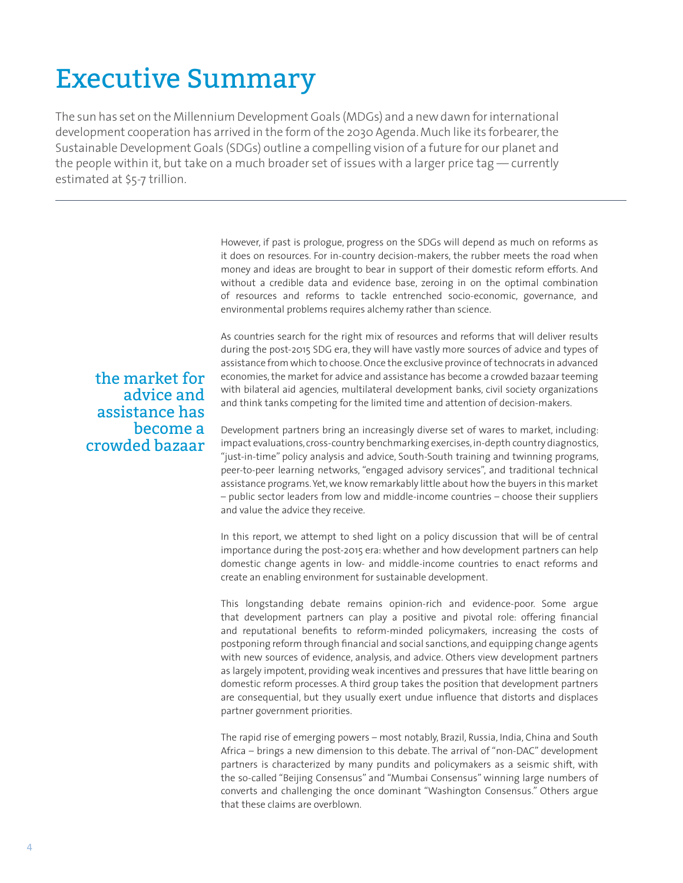# Executive Summary

The sun has set on the Millennium Development Goals (MDGs) and a new dawn for international development cooperation has arrived in the form of the 2030 Agenda. Much like its forbearer, the Sustainable Development Goals (SDGs) outline a compelling vision of a future for our planet and the people within it, but take on a much broader set of issues with a larger price tag — currently estimated at $5-7 trillion.

---

However, if past is prologue, progress on the SDGs will depend as much on reforms as it does on resources. For in-country decision-makers, the rubber meets the road when money and ideas are brought to bear in support of their domestic reform efforts. And without a credible data and evidence base, zeroing in on the optimal combination of resources and reforms to tackle entrenched socio-economic, governance, and environmental problems requires alchemy rather than science.

As countries search for the right mix of resources and reforms that will deliver results during the post-2015 SDG era, they will have vastly more sources of advice and types of assistance from which to choose. Once the exclusive province of technocrats in advanced economies, the market for advice and assistance has become a crowded bazaar teeming with bilateral aid agencies, multilateral development banks, civil society organizations and think tanks competing for the limited time and attention of decision-makers.

> the market for advice and assistance has become a crowded bazaar

Development partners bring an increasingly diverse set of wares to market, including: impact evaluations, cross-country benchmarking exercises, in-depth country diagnostics, "just-in-time" policy analysis and advice, South-South training and twinning programs, peer-to-peer learning networks, "engaged advisory services", and traditional technical assistance programs. Yet, we know remarkably little about how the buyers in this market – public sector leaders from low and middle-income countries – choose their suppliers and value the advice they receive.

In this report, we attempt to shed light on a policy discussion that will be of central importance during the post-2015 era: whether and how development partners can help domestic change agents in low- and middle-income countries to enact reforms and create an enabling environment for sustainable development.

This longstanding debate remains opinion-rich and evidence-poor. Some argue that development partners can play a positive and pivotal role: offering financial and reputational benefits to reform-minded policymakers, increasing the costs of postponing reform through financial and social sanctions, and equipping change agents with new sources of evidence, analysis, and advice. Others view development partners as largely impotent, providing weak incentives and pressures that have little bearing on domestic reform processes. A third group takes the position that development partners are consequential, but they usually exert undue influence that distorts and displaces partner government priorities.

The rapid rise of emerging powers – most notably, Brazil, Russia, India, China and South Africa – brings a new dimension to this debate. The arrival of "non-DAC" development partners is characterized by many pundits and policymakers as a seismic shift, with the so-called "Beijing Consensus" and "Mumbai Consensus" winning large numbers of converts and challenging the once dominant "Washington Consensus." Others argue that these claims are overblown.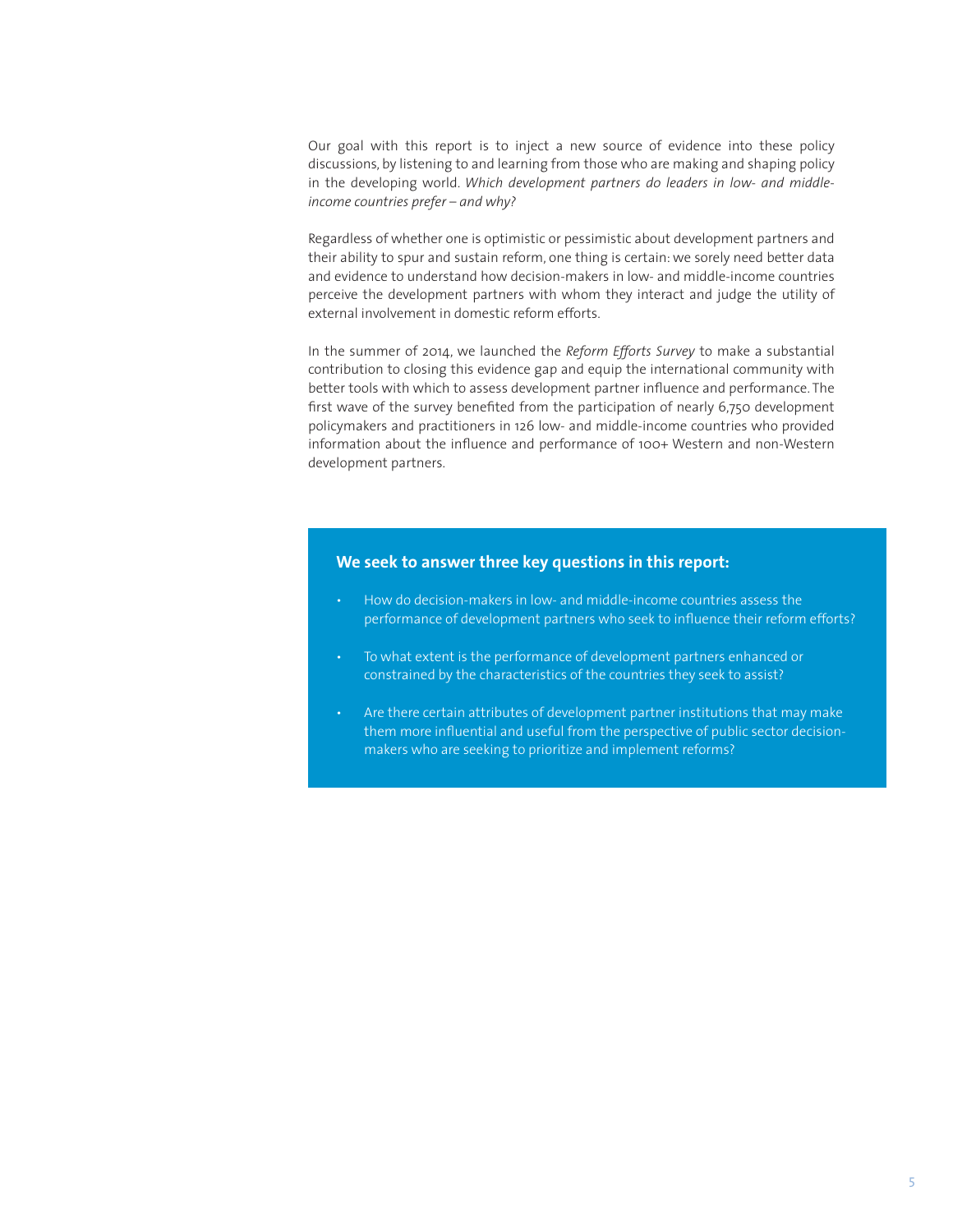Our goal with this report is to inject a new source of evidence into these policy discussions, by listening to and learning from those who are making and shaping policy in the developing world. *Which development partners do leaders in low- and middle-income countries prefer – and why?*

Regardless of whether one is optimistic or pessimistic about development partners and their ability to spur and sustain reform, one thing is certain: we sorely need better data and evidence to understand how decision-makers in low- and middle-income countries perceive the development partners with whom they interact and judge the utility of external involvement in domestic reform efforts.

In the summer of 2014, we launched the *Reform Efforts Survey* to make a substantial contribution to closing this evidence gap and equip the international community with better tools with which to assess development partner influence and performance. The first wave of the survey benefited from the participation of nearly 6,750 development policymakers and practitioners in 126 low- and middle-income countries who provided information about the influence and performance of 100+ Western and non-Western development partners.

**We seek to answer three key questions in this report:**

- How do decision-makers in low- and middle-income countries assess the performance of development partners who seek to influence their reform efforts?
- To what extent is the performance of development partners enhanced or constrained by the characteristics of the countries they seek to assist?
- Are there certain attributes of development partner institutions that may make them more influential and useful from the perspective of public sector decision-makers who are seeking to prioritize and implement reforms?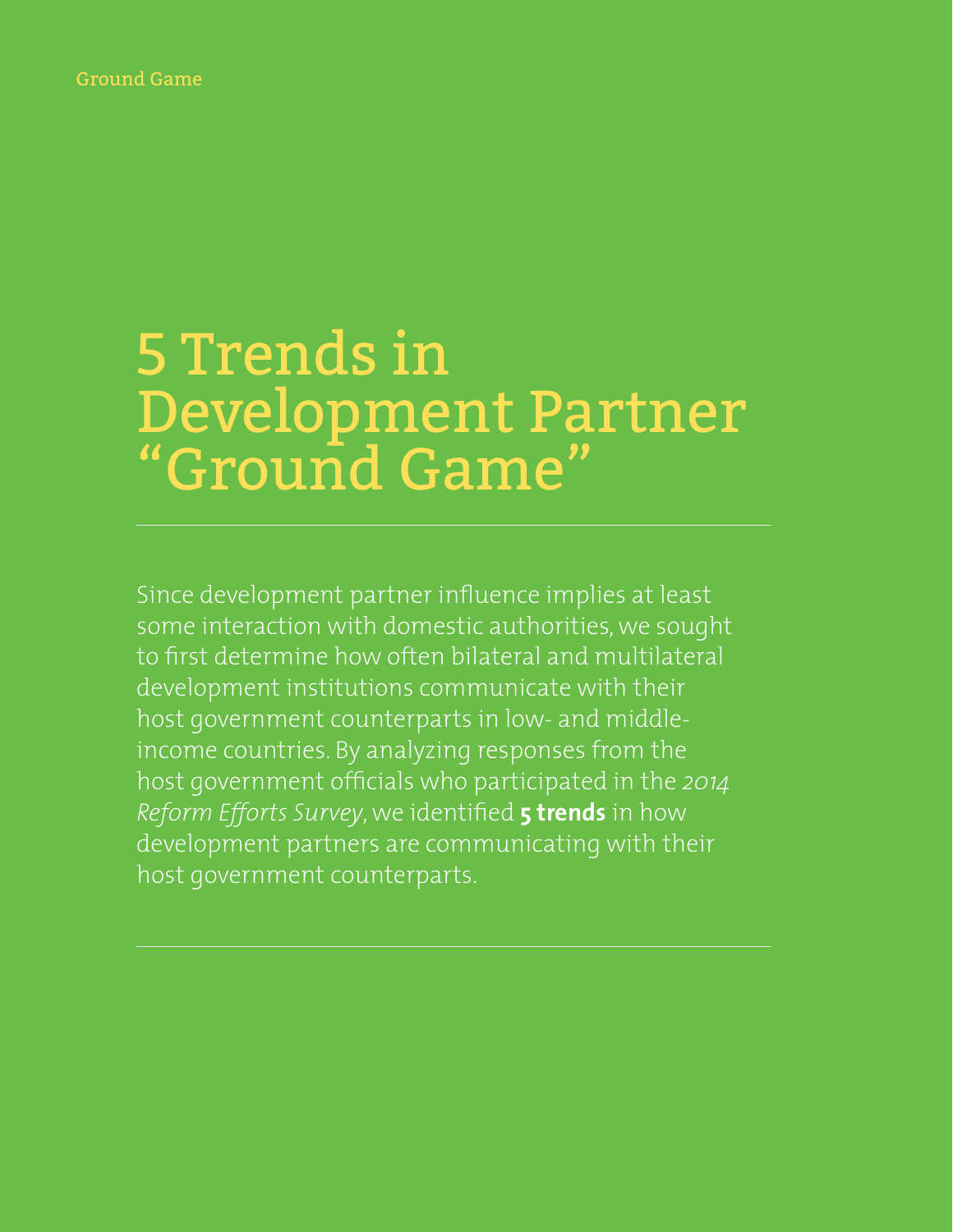# 5 Trends in Development Partner "Ground Game"

Since development partner influence implies at least some interaction with domestic authorities, we sought to first determine how often bilateral and multilateral development institutions communicate with their host government counterparts in low- and middle-income countries. By analyzing responses from the host government officials who participated in the *2014 Reform Efforts Survey*, we identified **5 trends** in how development partners are communicating with their host government counterparts.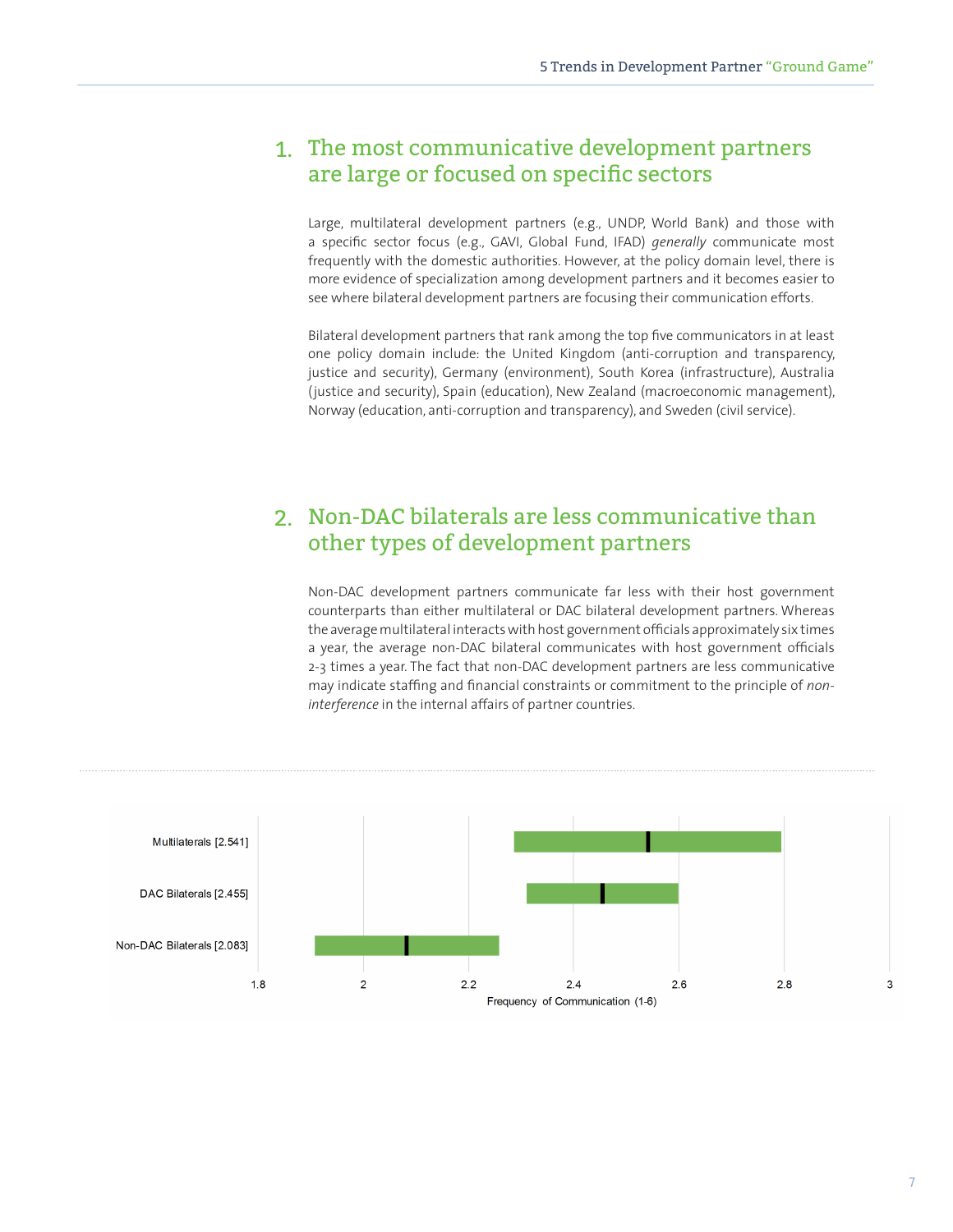## 1. The most communicative development partners are large or focused on specific sectors

Large, multilateral development partners (e.g., UNDP, World Bank) and those with a specific sector focus (e.g., GAVI, Global Fund, IFAD) *generally* communicate most frequently with the domestic authorities. However, at the policy domain level, there is more evidence of specialization among development partners and it becomes easier to see where bilateral development partners are focusing their communication efforts.

Bilateral development partners that rank among the top five communicators in at least one policy domain include: the United Kingdom (anti-corruption and transparency, justice and security), Germany (environment), South Korea (infrastructure), Australia (justice and security), Spain (education), New Zealand (macroeconomic management), Norway (education, anti-corruption and transparency), and Sweden (civil service).

## 2. Non-DAC bilaterals are less communicative than other types of development partners

Non-DAC development partners communicate far less with their host government counterparts than either multilateral or DAC bilateral development partners. Whereas the average multilateral interacts with host government officials approximately six times a year, the average non-DAC bilateral communicates with host government officials 2-3 times a year. The fact that non-DAC development partners are less communicative may indicate staffing and financial constraints or commitment to the principle of *non-interference* in the internal affairs of partner countries.

Multilaterals [2.541]

DAC Bilaterals [2.455]

Non-DAC Bilaterals [2.083]

1.8 | 2 | 2.2 | 2.4 | 2.6 | 2.8 | 3

Frequency of Communication (1-6)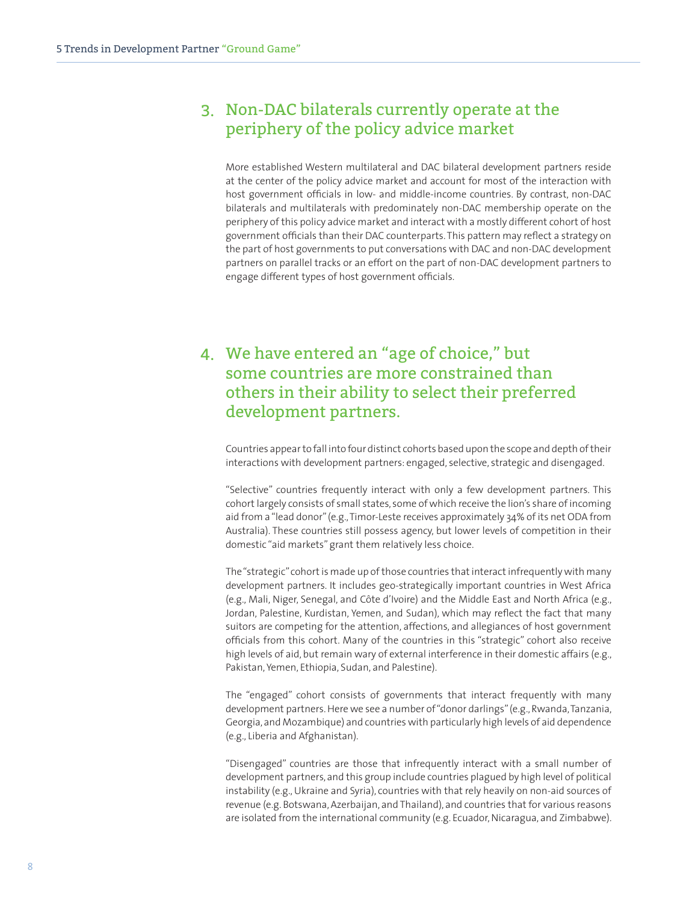## 3. Non-DAC bilaterals currently operate at the periphery of the policy advice market

More established Western multilateral and DAC bilateral development partners reside at the center of the policy advice market and account for most of the interaction with host government officials in low- and middle-income countries. By contrast, non-DAC bilaterals and multilaterals with predominately non-DAC membership operate on the periphery of this policy advice market and interact with a mostly different cohort of host government officials than their DAC counterparts. This pattern may reflect a strategy on the part of host governments to put conversations with DAC and non-DAC development partners on parallel tracks or an effort on the part of non-DAC development partners to engage different types of host government officials.

## 4. We have entered an "age of choice," but some countries are more constrained than others in their ability to select their preferred development partners.

Countries appear to fall into four distinct cohorts based upon the scope and depth of their interactions with development partners: engaged, selective, strategic and disengaged.

"Selective" countries frequently interact with only a few development partners. This cohort largely consists of small states, some of which receive the lion's share of incoming aid from a "lead donor" (e.g., Timor-Leste receives approximately 34% of its net ODA from Australia). These countries still possess agency, but lower levels of competition in their domestic "aid markets" grant them relatively less choice.

The "strategic" cohort is made up of those countries that interact infrequently with many development partners. It includes geo-strategically important countries in West Africa (e.g., Mali, Niger, Senegal, and Côte d'Ivoire) and the Middle East and North Africa (e.g., Jordan, Palestine, Kurdistan, Yemen, and Sudan), which may reflect the fact that many suitors are competing for the attention, affections, and allegiances of host government officials from this cohort. Many of the countries in this "strategic" cohort also receive high levels of aid, but remain wary of external interference in their domestic affairs (e.g., Pakistan, Yemen, Ethiopia, Sudan, and Palestine).

The "engaged" cohort consists of governments that interact frequently with many development partners. Here we see a number of "donor darlings" (e.g., Rwanda, Tanzania, Georgia, and Mozambique) and countries with particularly high levels of aid dependence (e.g., Liberia and Afghanistan).

"Disengaged" countries are those that infrequently interact with a small number of development partners, and this group include countries plagued by high level of political instability (e.g., Ukraine and Syria), countries with that rely heavily on non-aid sources of revenue (e.g. Botswana, Azerbaijan, and Thailand), and countries that for various reasons are isolated from the international community (e.g. Ecuador, Nicaragua, and Zimbabwe).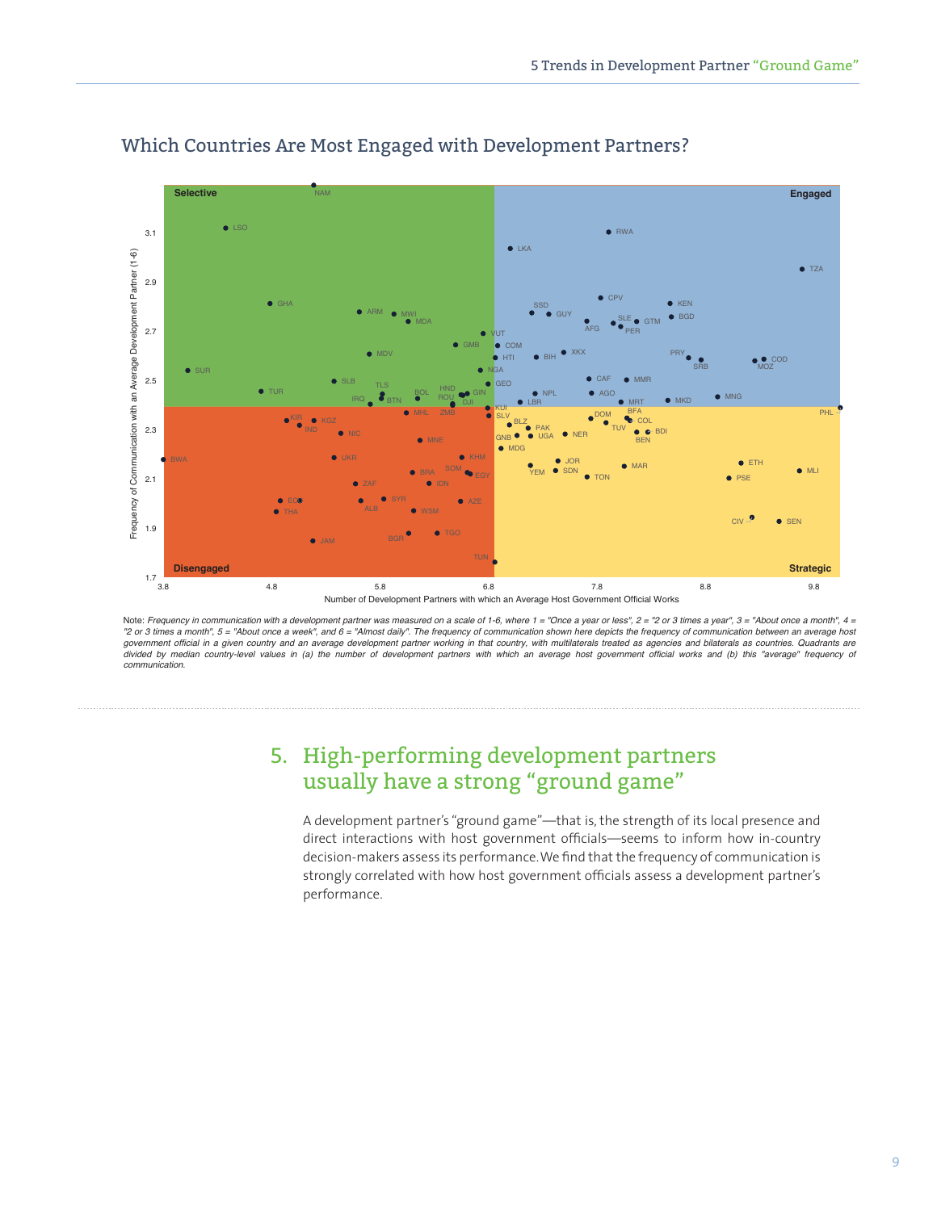## Which Countries Are Most Engaged with Development Partners?

Note: *Frequency in communication with a development partner was measured on a scale of 1-6, where 1 = "Once a year or less", 2 = "2 or 3 times a year", 3 = "About once a month", 4 = "2 or 3 times a month", 5 = "About once a week", and 6 = "Almost daily". The frequency of communication shown here depicts the frequency of communication between an average host government official in a given country and an average development partner working in that country, with multilaterals treated as agencies and bilaterals as countries. Quadrants are divided by median country-level values in (a) the number of development partners with which an average host government official works and (b) this "average" frequency of communication.*

## 5. High-performing development partners usually have a strong "ground game"

A development partner's "ground game"—that is, the strength of its local presence and direct interactions with host government officials—seems to inform how in-country decision-makers assess its performance. We find that the frequency of communication is strongly correlated with how host government officials assess a development partner's performance.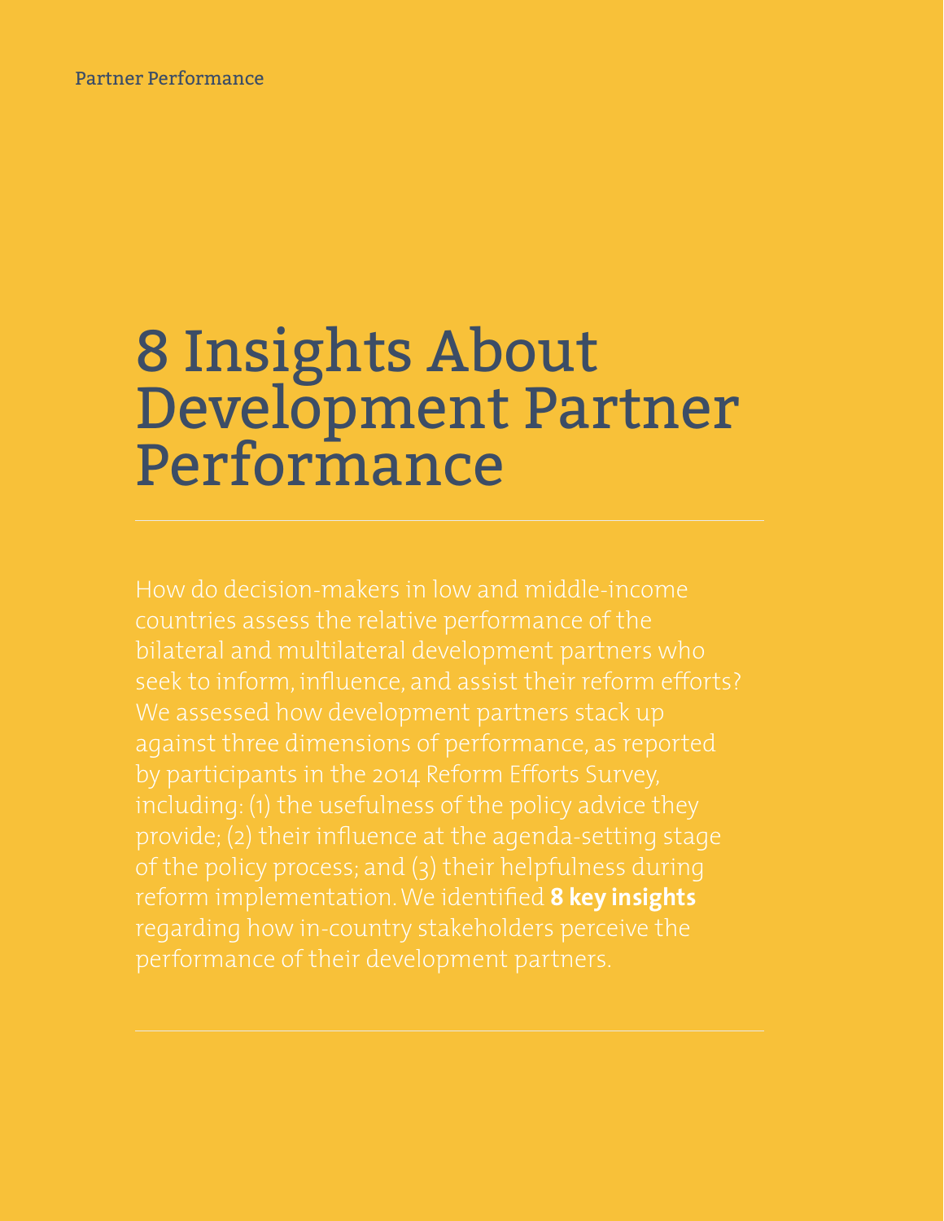# 8 Insights About Development Partner Performance

How do decision-makers in low and middle-income countries assess the relative performance of the bilateral and multilateral development partners who seek to inform, influence, and assist their reform efforts? We assessed how development partners stack up against three dimensions of performance, as reported by participants in the 2014 Reform Efforts Survey, including: (1) the usefulness of the policy advice they provide; (2) their influence at the agenda-setting stage of the policy process; and (3) their helpfulness during reform implementation. We identified **8 key insights** regarding how in-country stakeholders perceive the performance of their development partners.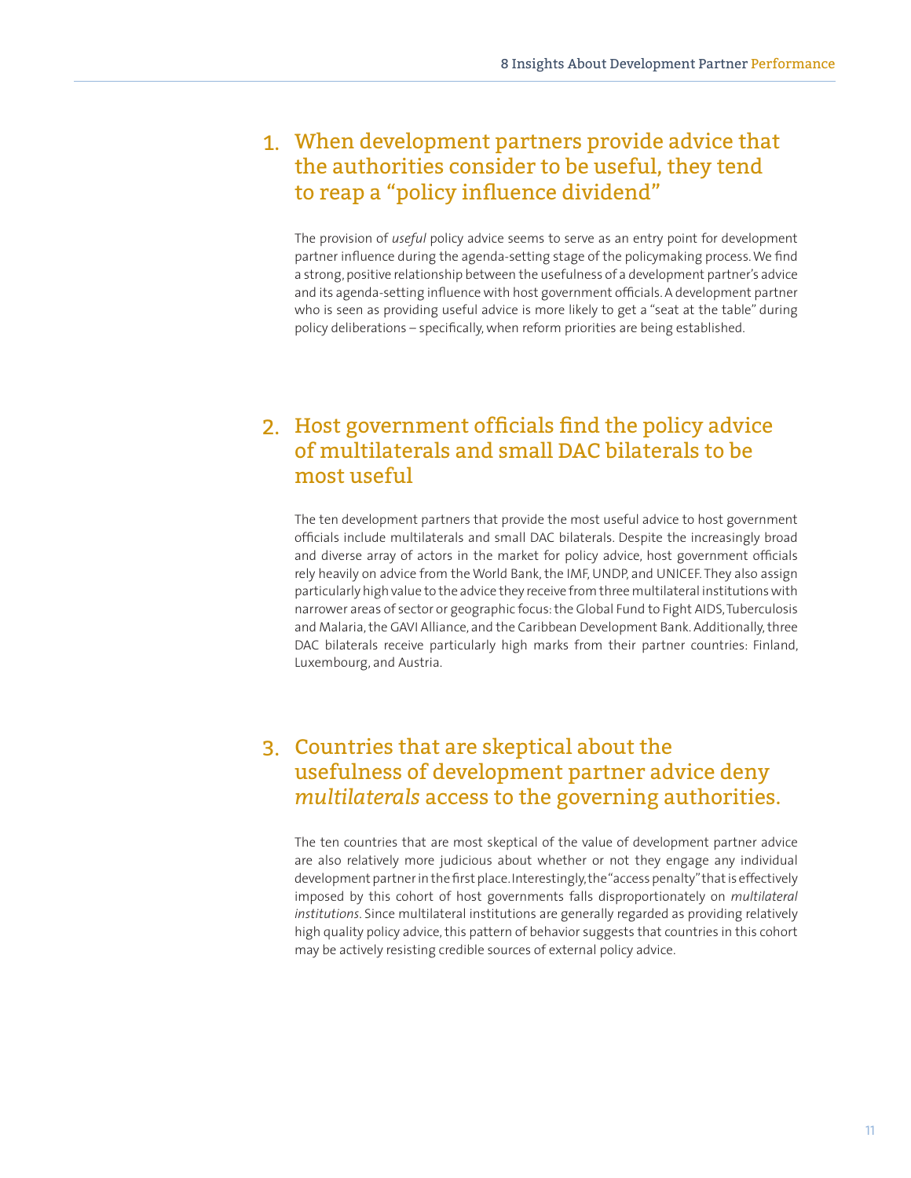## 1. When development partners provide advice that the authorities consider to be useful, they tend to reap a "policy influence dividend"

The provision of *useful* policy advice seems to serve as an entry point for development partner influence during the agenda-setting stage of the policymaking process. We find a strong, positive relationship between the usefulness of a development partner's advice and its agenda-setting influence with host government officials. A development partner who is seen as providing useful advice is more likely to get a "seat at the table" during policy deliberations – specifically, when reform priorities are being established.

## 2. Host government officials find the policy advice of multilaterals and small DAC bilaterals to be most useful

The ten development partners that provide the most useful advice to host government officials include multilaterals and small DAC bilaterals. Despite the increasingly broad and diverse array of actors in the market for policy advice, host government officials rely heavily on advice from the World Bank, the IMF, UNDP, and UNICEF. They also assign particularly high value to the advice they receive from three multilateral institutions with narrower areas of sector or geographic focus: the Global Fund to Fight AIDS, Tuberculosis and Malaria, the GAVI Alliance, and the Caribbean Development Bank. Additionally, three DAC bilaterals receive particularly high marks from their partner countries: Finland, Luxembourg, and Austria.

## 3. Countries that are skeptical about the usefulness of development partner advice deny *multilaterals* access to the governing authorities.

The ten countries that are most skeptical of the value of development partner advice are also relatively more judicious about whether or not they engage any individual development partner in the first place. Interestingly, the "access penalty" that is effectively imposed by this cohort of host governments falls disproportionately on *multilateral institutions*. Since multilateral institutions are generally regarded as providing relatively high quality policy advice, this pattern of behavior suggests that countries in this cohort may be actively resisting credible sources of external policy advice.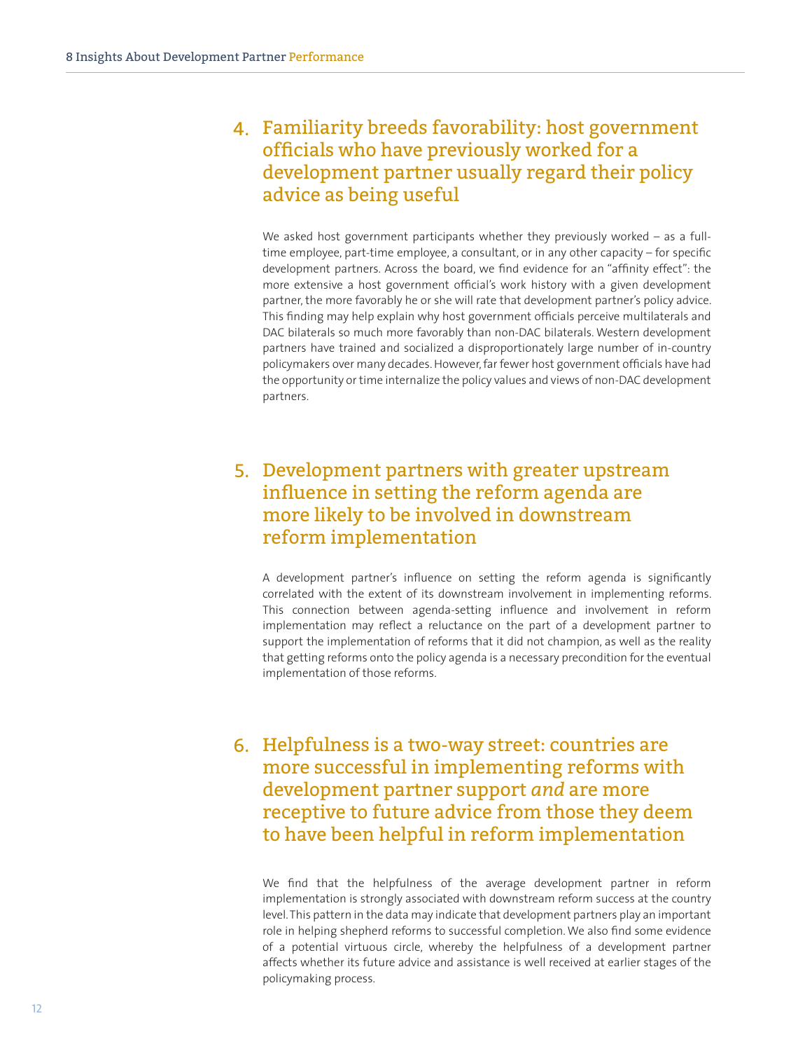## 4. Familiarity breeds favorability: host government officials who have previously worked for a development partner usually regard their policy advice as being useful

We asked host government participants whether they previously worked – as a full-time employee, part-time employee, a consultant, or in any other capacity – for specific development partners. Across the board, we find evidence for an "affinity effect": the more extensive a host government official's work history with a given development partner, the more favorably he or she will rate that development partner's policy advice. This finding may help explain why host government officials perceive multilaterals and DAC bilaterals so much more favorably than non-DAC bilaterals. Western development partners have trained and socialized a disproportionately large number of in-country policymakers over many decades. However, far fewer host government officials have had the opportunity or time internalize the policy values and views of non-DAC development partners.

## 5. Development partners with greater upstream influence in setting the reform agenda are more likely to be involved in downstream reform implementation

A development partner's influence on setting the reform agenda is significantly correlated with the extent of its downstream involvement in implementing reforms. This connection between agenda-setting influence and involvement in reform implementation may reflect a reluctance on the part of a development partner to support the implementation of reforms that it did not champion, as well as the reality that getting reforms onto the policy agenda is a necessary precondition for the eventual implementation of those reforms.

## 6. Helpfulness is a two-way street: countries are more successful in implementing reforms with development partner support *and* are more receptive to future advice from those they deem to have been helpful in reform implementation

We find that the helpfulness of the average development partner in reform implementation is strongly associated with downstream reform success at the country level. This pattern in the data may indicate that development partners play an important role in helping shepherd reforms to successful completion. We also find some evidence of a potential virtuous circle, whereby the helpfulness of a development partner affects whether its future advice and assistance is well received at earlier stages of the policymaking process.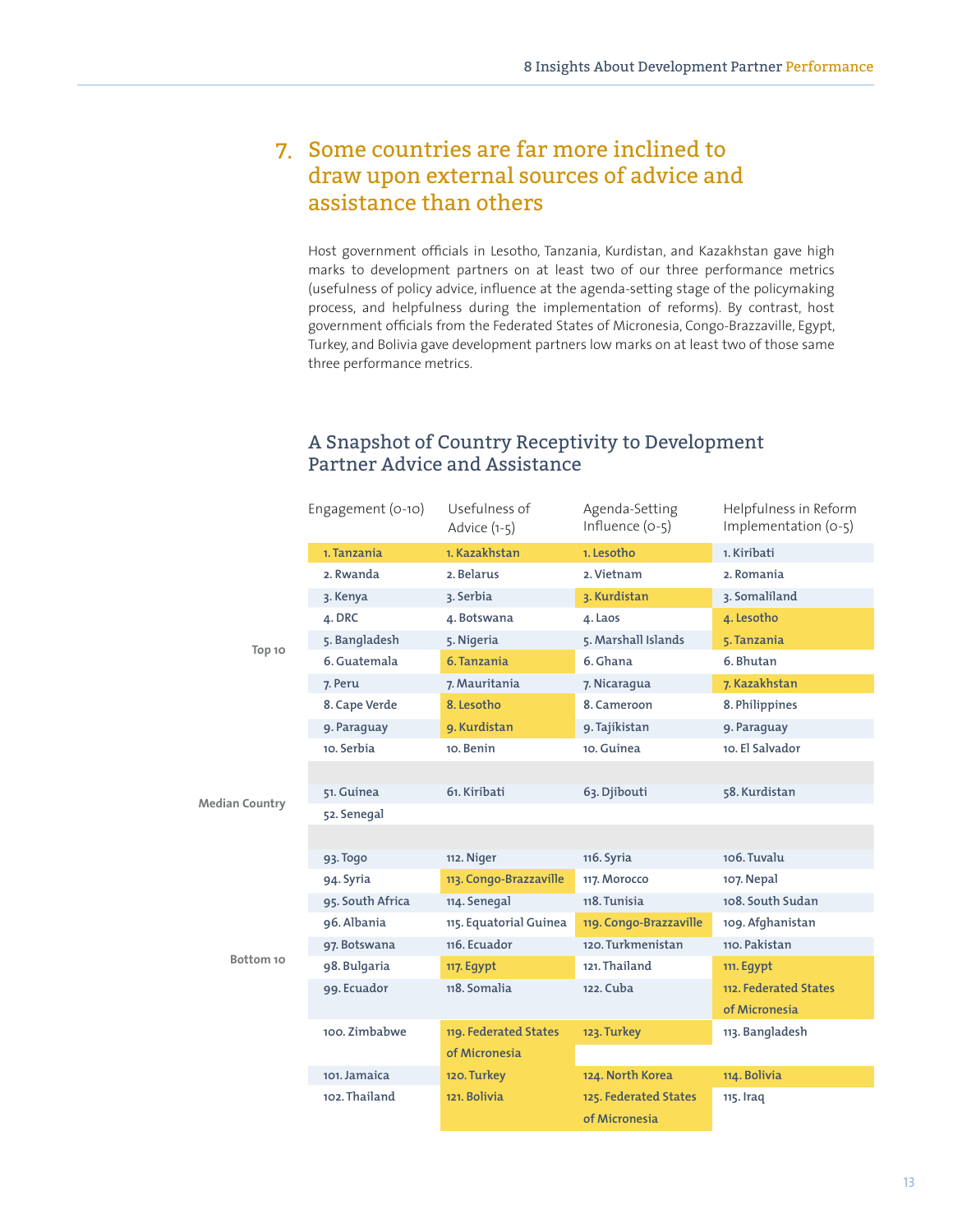## 7. Some countries are far more inclined to draw upon external sources of advice and assistance than others

Host government officials in Lesotho, Tanzania, Kurdistan, and Kazakhstan gave high marks to development partners on at least two of our three performance metrics (usefulness of policy advice, influence at the agenda-setting stage of the policymaking process, and helpfulness during the implementation of reforms). By contrast, host government officials from the Federated States of Micronesia, Congo-Brazzaville, Egypt, Turkey, and Bolivia gave development partners low marks on at least two of those same three performance metrics.

### A Snapshot of Country Receptivity to Development Partner Advice and Assistance

| | Engagement (0-10) | Usefulness of Advice (1-5) | Agenda-Setting Influence (0-5) | Helpfulness in Reform Implementation (0-5) |
|---|---|---|---|---|
| Top 10 | 1. Tanzania | 1. Kazakhstan | 1. Lesotho | 1. Kiribati |
| | 2. Rwanda | 2. Belarus | 2. Vietnam | 2. Romania |
| | 3. Kenya | 3. Serbia | 3. Kurdistan | 3. Somaliland |
| | 4. DRC | 4. Botswana | 4. Laos | 4. Lesotho |
| | 5. Bangladesh | 5. Nigeria | 5. Marshall Islands | 5. Tanzania |
| | 6. Guatemala | 6. Tanzania | 6. Ghana | 6. Bhutan |
| | 7. Peru | 7. Mauritania | 7. Nicaragua | 7. Kazakhstan |
| | 8. Cape Verde | 8. Lesotho | 8. Cameroon | 8. Philippines |
| | 9. Paraguay | 9. Kurdistan | 9. Tajikistan | 9. Paraguay |
| | 10. Serbia | 10. Benin | 10. Guinea | 10. El Salvador |
| Median Country | 51. Guinea | 61. Kiribati | 63. Djibouti | 58. Kurdistan |
| | 52. Senegal | | | |
| Bottom 10 | 93. Togo | 112. Niger | 116. Syria | 106. Tuvalu |
| | 94. Syria | 113. Congo-Brazzaville | 117. Morocco | 107. Nepal |
| | 95. South Africa | 114. Senegal | 118. Tunisia | 108. South Sudan |
| | 96. Albania | 115. Equatorial Guinea | 119. Congo-Brazzaville | 109. Afghanistan |
| | 97. Botswana | 116. Ecuador | 120. Turkmenistan | 110. Pakistan |
| | 98. Bulgaria | 117. Egypt | 121. Thailand | 111. Egypt |
| | 99. Ecuador | 118. Somalia | 122. Cuba | 112. Federated States of Micronesia |
| | 100. Zimbabwe | 119. Federated States of Micronesia | 123. Turkey | 113. Bangladesh |
| | 101. Jamaica | 120. Turkey | 124. North Korea | 114. Bolivia |
| | 102. Thailand | 121. Bolivia | 125. Federated States of Micronesia | 115. Iraq |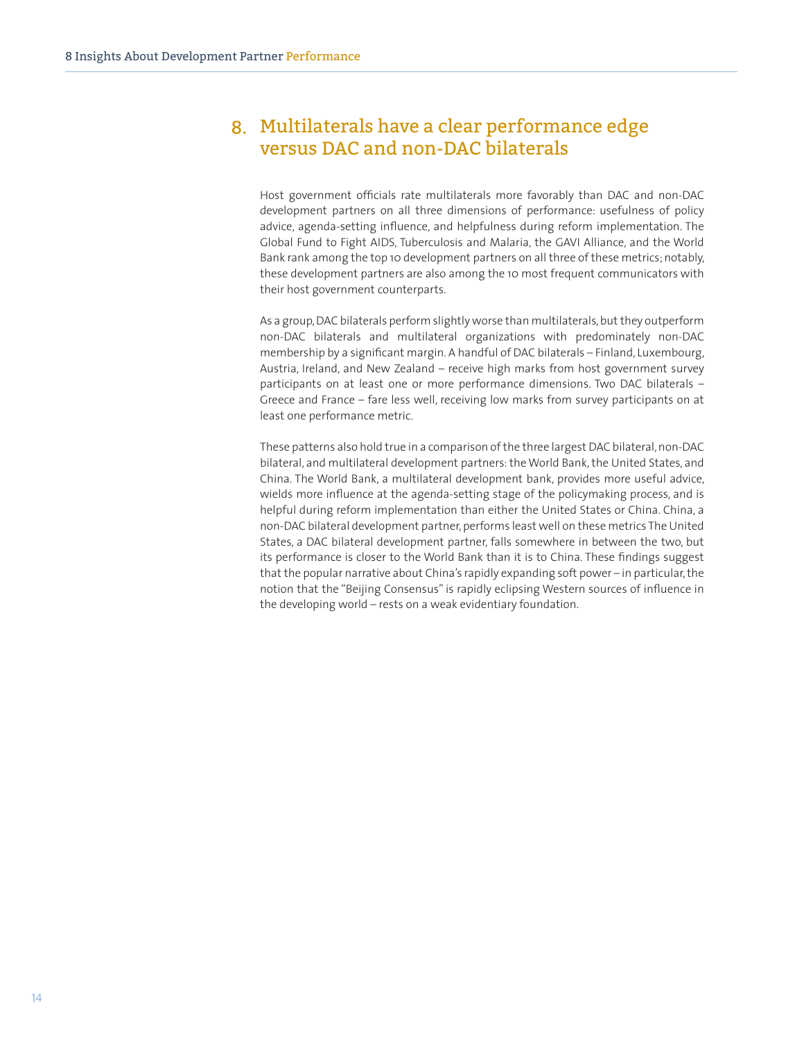## 8. Multilaterals have a clear performance edge versus DAC and non-DAC bilaterals

Host government officials rate multilaterals more favorably than DAC and non-DAC development partners on all three dimensions of performance: usefulness of policy advice, agenda-setting influence, and helpfulness during reform implementation. The Global Fund to Fight AIDS, Tuberculosis and Malaria, the GAVI Alliance, and the World Bank rank among the top 10 development partners on all three of these metrics; notably, these development partners are also among the 10 most frequent communicators with their host government counterparts.

As a group, DAC bilaterals perform slightly worse than multilaterals, but they outperform non-DAC bilaterals and multilateral organizations with predominately non-DAC membership by a significant margin. A handful of DAC bilaterals – Finland, Luxembourg, Austria, Ireland, and New Zealand – receive high marks from host government survey participants on at least one or more performance dimensions. Two DAC bilaterals – Greece and France – fare less well, receiving low marks from survey participants on at least one performance metric.

These patterns also hold true in a comparison of the three largest DAC bilateral, non-DAC bilateral, and multilateral development partners: the World Bank, the United States, and China. The World Bank, a multilateral development bank, provides more useful advice, wields more influence at the agenda-setting stage of the policymaking process, and is helpful during reform implementation than either the United States or China. China, a non-DAC bilateral development partner, performs least well on these metrics The United States, a DAC bilateral development partner, falls somewhere in between the two, but its performance is closer to the World Bank than it is to China. These findings suggest that the popular narrative about China's rapidly expanding soft power – in particular, the notion that the "Beijing Consensus" is rapidly eclipsing Western sources of influence in the developing world – rests on a weak evidentiary foundation.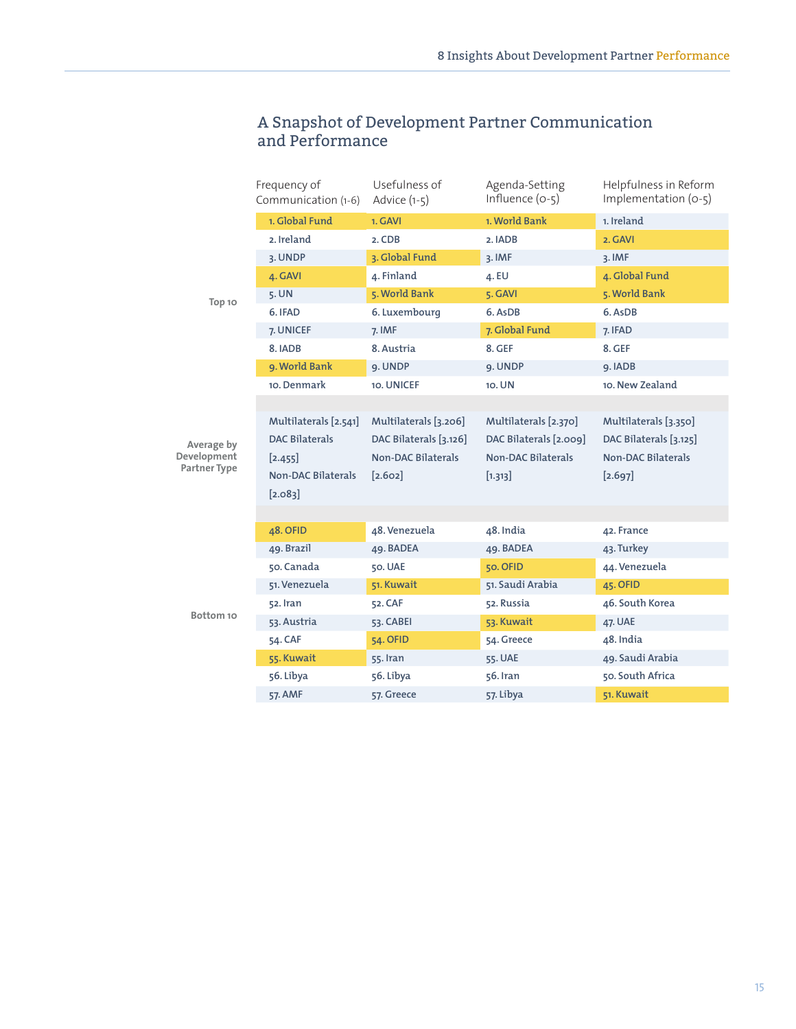## A Snapshot of Development Partner Communication and Performance

| | Frequency of Communication (1-6) | Usefulness of Advice (1-5) | Agenda-Setting Influence (0-5) | Helpfulness in Reform Implementation (0-5) |
|---|---|---|---|---|
| **Top 10** | 1. Global Fund | 1. GAVI | 1. World Bank | 1. Ireland |
| | 2. Ireland | 2. CDB | 2. IADB | 2. GAVI |
| | 3. UNDP | 3. Global Fund | 3. IMF | 3. IMF |
| | 4. GAVI | 4. Finland | 4. EU | 4. Global Fund |
| | 5. UN | 5. World Bank | 5. GAVI | 5. World Bank |
| | 6. IFAD | 6. Luxembourg | 6. AsDB | 6. AsDB |
| | 7. UNICEF | 7. IMF | 7. Global Fund | 7. IFAD |
| | 8. IADB | 8. Austria | 8. GEF | 8. GEF |
| | 9. World Bank | 9. UNDP | 9. UNDP | 9. IADB |
| | 10. Denmark | 10. UNICEF | 10. UN | 10. New Zealand |
| **Average by Development Partner Type** | Multilaterals [2.541] DAC Bilaterals [2.455] Non-DAC Bilaterals [2.083] | Multilaterals [3.206] DAC Bilaterals [3.126] Non-DAC Bilaterals [2.602] | Multilaterals [2.370] DAC Bilaterals [2.009] Non-DAC Bilaterals [1.313] | Multilaterals [3.350] DAC Bilaterals [3.125] Non-DAC Bilaterals [2.697] |
| **Bottom 10** | 48. OFID | 48. Venezuela | 48. India | 42. France |
| | 49. Brazil | 49. BADEA | 49. BADEA | 43. Turkey |
| | 50. Canada | 50. UAE | 50. OFID | 44. Venezuela |
| | 51. Venezuela | 51. Kuwait | 51. Saudi Arabia | 45. OFID |
| | 52. Iran | 52. CAF | 52. Russia | 46. South Korea |
| | 53. Austria | 53. CABEI | 53. Kuwait | 47. UAE |
| | 54. CAF | 54. OFID | 54. Greece | 48. India |
| | 55. Kuwait | 55. Iran | 55. UAE | 49. Saudi Arabia |
| | 56. Libya | 56. Libya | 56. Iran | 50. South Africa |
| | 57. AMF | 57. Greece | 57. Libya | 51. Kuwait |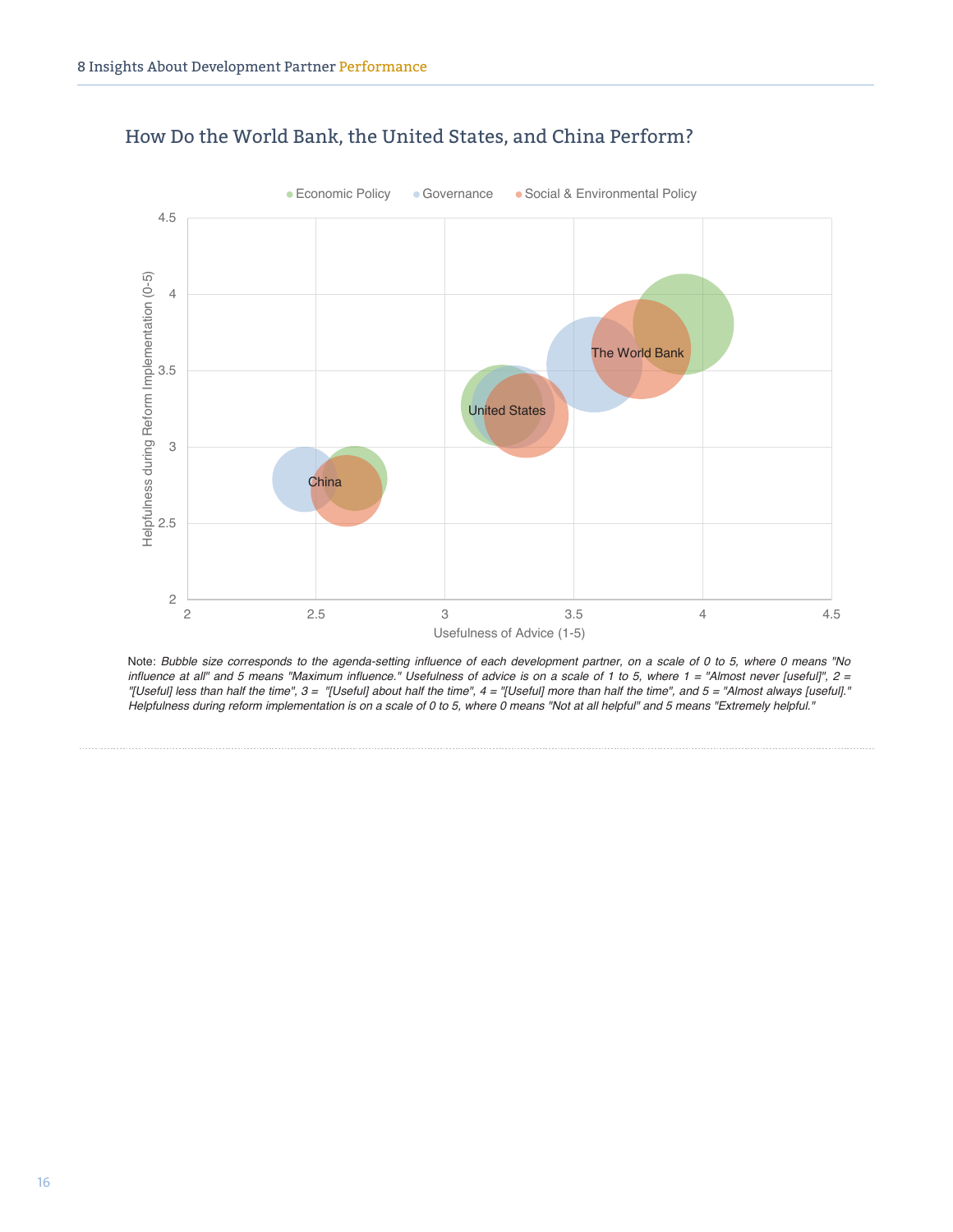## How Do the World Bank, the United States, and China Perform?

Note: *Bubble size corresponds to the agenda-setting influence of each development partner, on a scale of 0 to 5, where 0 means "No influence at all" and 5 means "Maximum influence." Usefulness of advice is on a scale of 1 to 5, where 1 = "Almost never [useful]", 2 = "[Useful] less than half the time", 3 = "[Useful] about half the time", 4 = "[Useful] more than half the time", and 5 = "Almost always [useful]." Helpfulness during reform implementation is on a scale of 0 to 5, where 0 means "Not at all helpful" and 5 means "Extremely helpful."*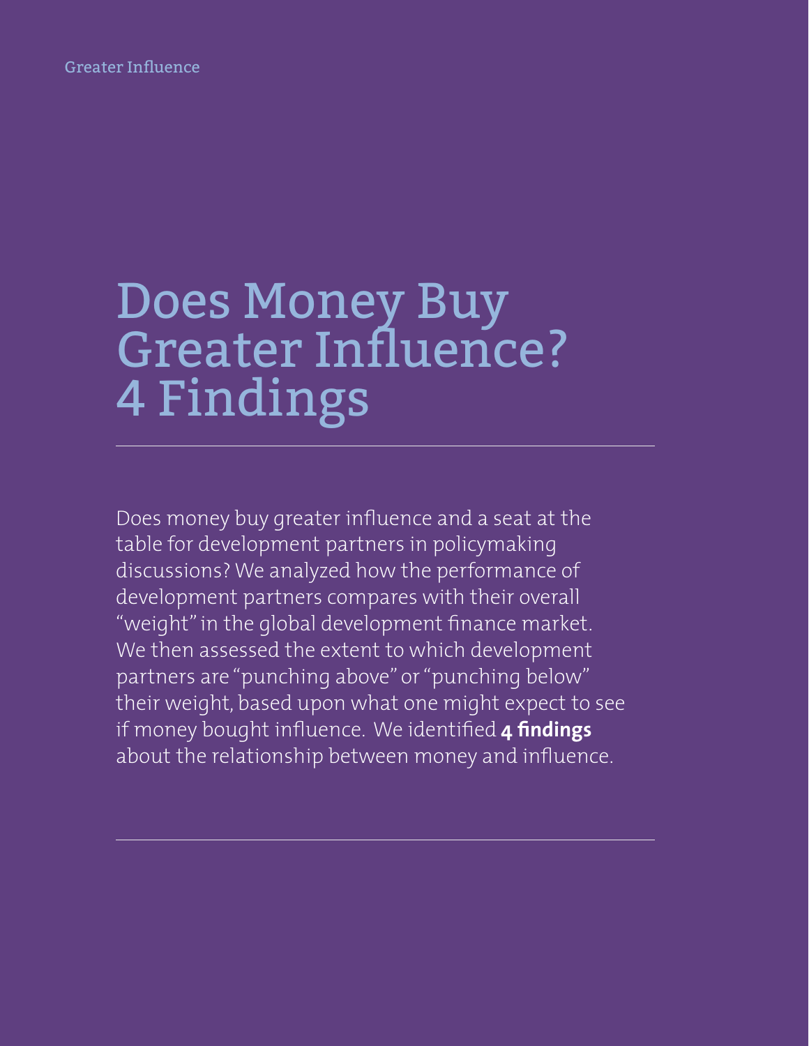# Does Money Buy Greater Influence? 4 Findings

Does money buy greater influence and a seat at the table for development partners in policymaking discussions? We analyzed how the performance of development partners compares with their overall "weight" in the global development finance market. We then assessed the extent to which development partners are "punching above" or "punching below" their weight, based upon what one might expect to see if money bought influence. We identified **4 findings** about the relationship between money and influence.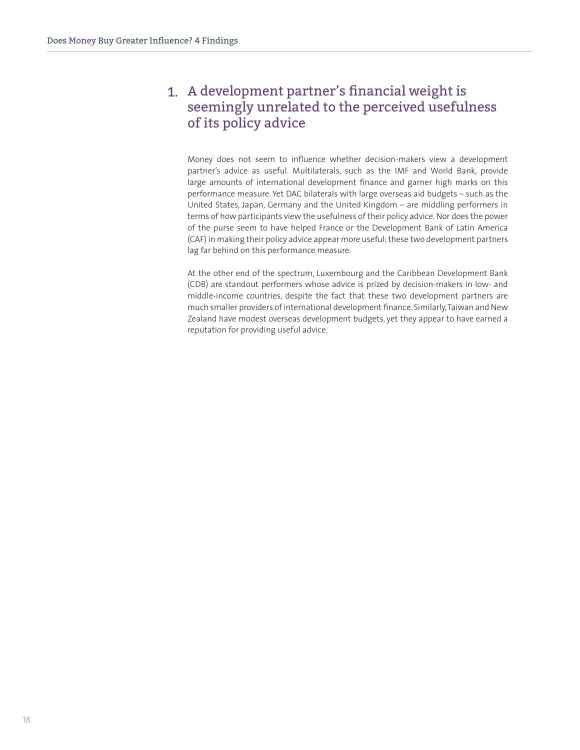## 1. A development partner's financial weight is seemingly unrelated to the perceived usefulness of its policy advice

Money does not seem to influence whether decision-makers view a development partner's advice as useful. Multilaterals, such as the IMF and World Bank, provide large amounts of international development finance and garner high marks on this performance measure. Yet DAC bilaterals with large overseas aid budgets – such as the United States, Japan, Germany and the United Kingdom – are middling performers in terms of how participants view the usefulness of their policy advice. Nor does the power of the purse seem to have helped France or the Development Bank of Latin America (CAF) in making their policy advice appear more useful; these two development partners lag far behind on this performance measure.

At the other end of the spectrum, Luxembourg and the Caribbean Development Bank (CDB) are standout performers whose advice is prized by decision-makers in low- and middle-income countries, despite the fact that these two development partners are much smaller providers of international development finance. Similarly, Taiwan and New Zealand have modest overseas development budgets, yet they appear to have earned a reputation for providing useful advice.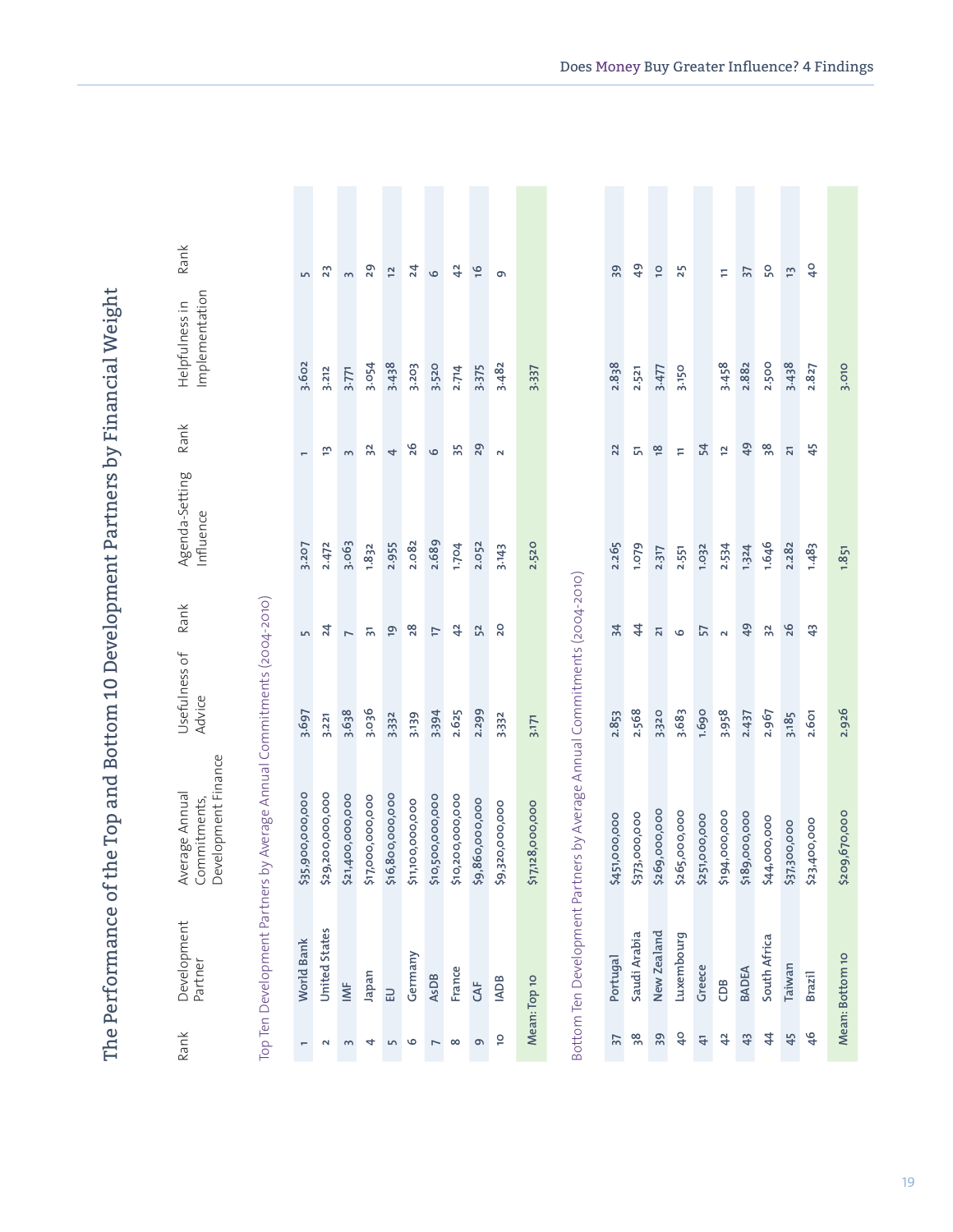# The Performance of the Top and Bottom 10 Development Partners by Financial Weight

| Rank | Development Partner | Average Annual Commitments, Development Finance | Usefulness of Advice | Rank | Agenda-Setting Influence | Rank | Helpfulness in Implementation | Rank |
|---|---|---|---|---|---|---|---|---|
| **Top Ten Development Partners by Average Annual Commitments (2004-2010)** | | | | | | | | |
| 1 | World Bank | $35,900,000,000 | 3.697 | 5 | 3.207 | 1 | 3.602 | 5 |
| 2 | United States | $29,200,000,000 | 3.221 | 24 | 2.472 | 13 | 3.212 | 23 |
| 3 | IMF | $21,400,000,000 | 3.638 | 7 | 3.063 | 3 | 3.771 | 3 |
| 4 | Japan | $17,000,000,000 | 3.036 | 31 | 1.832 | 32 | 3.054 | 29 |
| 5 | EU | $16,800,000,000 | 3.332 | 19 | 2.955 | 4 | 3.438 | 12 |
| 6 | Germany | $11,100,000,000 | 3.139 | 28 | 2.082 | 26 | 3.203 | 24 |
| 7 | AsDB | $10,500,000,000 | 3.394 | 17 | 2.689 | 6 | 3.520 | 6 |
| 8 | France | $10,200,000,000 | 2.625 | 42 | 1.704 | 35 | 2.714 | 42 |
| 9 | CAF | $9,860,000,000 | 2.299 | 52 | 2.052 | 29 | 3.375 | 16 |
| 10 | IADB | $9,320,000,000 | 3.332 | 20 | 3.143 | 2 | 3.482 | 9 |
| Mean: Top 10 | | $17,128,000,000 | 3.171 | | 2.520 | | 3.337 | |
| **Bottom Ten Development Partners by Average Annual Commitments (2004-2010)** | | | | | | | | |
| 37 | Portugal | $451,000,000 | 2.853 | 34 | 2.265 | 22 | 2.838 | 39 |
| 38 | Saudi Arabia | $373,000,000 | 2.568 | 44 | 1.079 | 51 | 2.521 | 49 |
| 39 | New Zealand | $269,000,000 | 3.320 | 21 | 2.317 | 18 | 3.477 | 10 |
| 40 | Luxembourg | $265,000,000 | 3.683 | 6 | 2.551 | 11 | 3.150 | 25 |
| 41 | Greece | $251,000,000 | 1.690 | 57 | 1.032 | 54 | | |
| 42 | CDB | $194,000,000 | 3.958 | 2 | 2.534 | 12 | 3.458 | 11 |
| 43 | BADEA | $189,000,000 | 2.437 | 49 | 1.324 | 49 | 2.882 | 37 |
| 44 | South Africa | $44,000,000 | 2.967 | 32 | 1.646 | 38 | 2.500 | 50 |
| 45 | Taiwan | $37,300,000 | 3.185 | 26 | 2.282 | 21 | 3.438 | 13 |
| 46 | Brazil | $23,400,000 | 2.601 | 43 | 1.483 | 45 | 2.827 | 40 |
| Mean: Bottom 10 | | $209,670,000 | 2.926 | | 1.851 | | 3.010 | |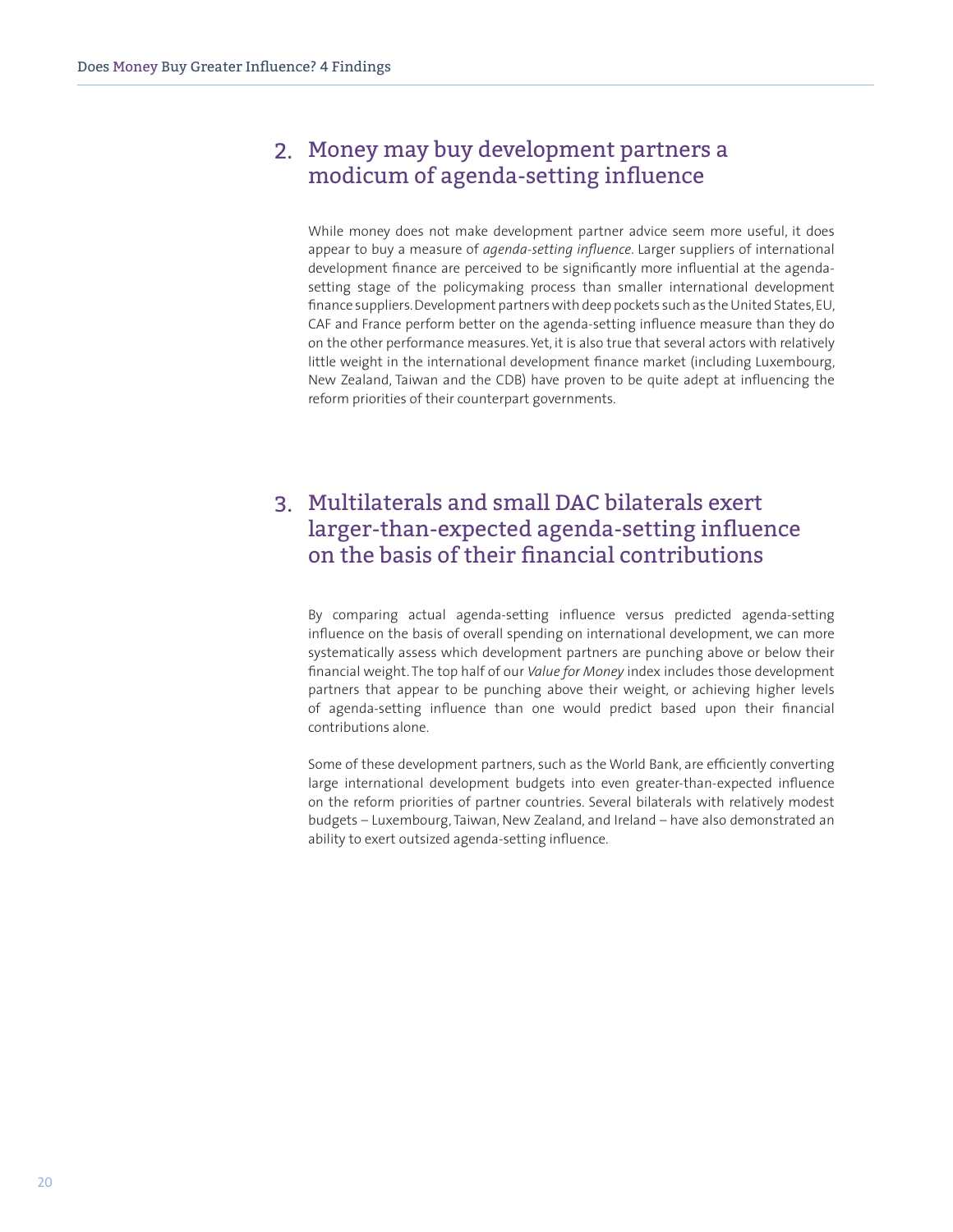## 2. Money may buy development partners a modicum of agenda-setting influence

While money does not make development partner advice seem more useful, it does appear to buy a measure of *agenda-setting influence*. Larger suppliers of international development finance are perceived to be significantly more influential at the agenda-setting stage of the policymaking process than smaller international development finance suppliers. Development partners with deep pockets such as the United States, EU, CAF and France perform better on the agenda-setting influence measure than they do on the other performance measures. Yet, it is also true that several actors with relatively little weight in the international development finance market (including Luxembourg, New Zealand, Taiwan and the CDB) have proven to be quite adept at influencing the reform priorities of their counterpart governments.

## 3. Multilaterals and small DAC bilaterals exert larger-than-expected agenda-setting influence on the basis of their financial contributions

By comparing actual agenda-setting influence versus predicted agenda-setting influence on the basis of overall spending on international development, we can more systematically assess which development partners are punching above or below their financial weight. The top half of our *Value for Money* index includes those development partners that appear to be punching above their weight, or achieving higher levels of agenda-setting influence than one would predict based upon their financial contributions alone.

Some of these development partners, such as the World Bank, are efficiently converting large international development budgets into even greater-than-expected influence on the reform priorities of partner countries. Several bilaterals with relatively modest budgets – Luxembourg, Taiwan, New Zealand, and Ireland – have also demonstrated an ability to exert outsized agenda-setting influence.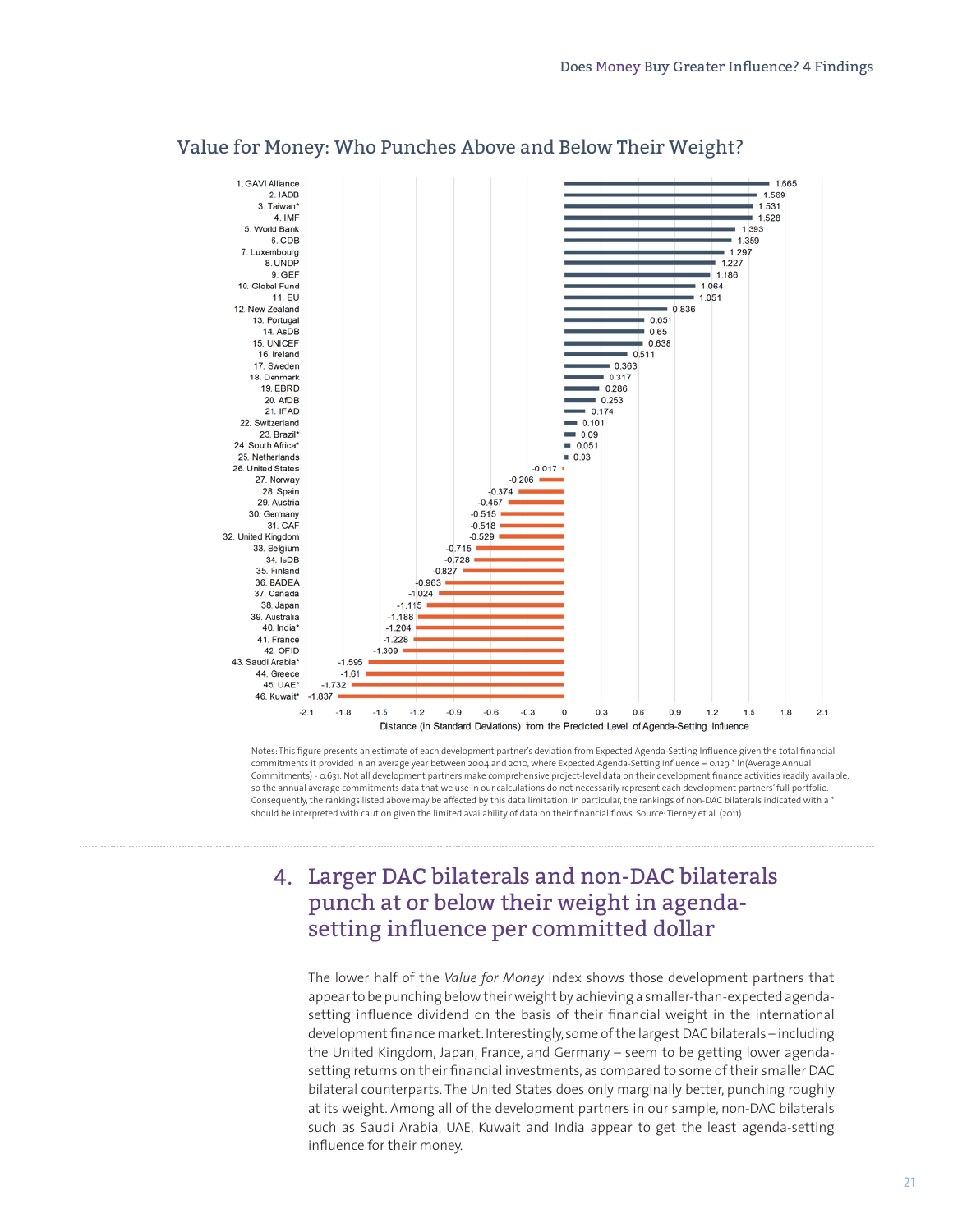## Value for Money: Who Punches Above and Below Their Weight?

| Rank | Development Partner | Distance (in Standard Deviations) from the Predicted Level of Agenda-Setting Influence |
|---|---|---|
| 1 | GAVI Alliance | 1.665 |
| 2 | IADB | 1.569 |
| 3 | Taiwan* | 1.531 |
| 4 | IMF | 1.528 |
| 5 | World Bank | 1.393 |
| 6 | CDB | 1.359 |
| 7 | Luxembourg | 1.297 |
| 8 | UNDP | 1.227 |
| 9 | GEF | 1.186 |
| 10 | Global Fund | 1.064 |
| 11 | EU | 1.051 |
| 12 | New Zealand | 0.836 |
| 13 | Portugal | 0.651 |
| 14 | AsDB | 0.65 |
| 15 | UNICEF | 0.638 |
| 16 | Ireland | 0.511 |
| 17 | Sweden | 0.363 |
| 18 | Denmark | 0.317 |
| 19 | EBRD | 0.286 |
| 20 | AfDB | 0.253 |
| 21 | IFAD | 0.174 |
| 22 | Switzerland | 0.101 |
| 23 | Brazil* | 0.09 |
| 24 | South Africa* | 0.051 |
| 25 | Netherlands | 0.03 |
| 26 | United States | -0.017 |
| 27 | Norway | -0.206 |
| 28 | Spain | -0.374 |
| 29 | Austria | -0.457 |
| 30 | Germany | -0.515 |
| 31 | CAF | -0.518 |
| 32 | United Kingdom | -0.529 |
| 33 | Belgium | -0.715 |
| 34 | IsDB | -0.728 |
| 35 | Finland | -0.827 |
| 36 | BADEA | -0.963 |
| 37 | Canada | -1.024 |
| 38 | Japan | -1.115 |
| 39 | Australia | -1.188 |
| 40 | India* | -1.204 |
| 41 | France | -1.228 |
| 42 | OFID | -1.309 |
| 43 | Saudi Arabia* | -1.595 |
| 44 | Greece | -1.61 |
| 45 | UAE* | -1.732 |
| 46 | Kuwait* | -1.837 |

Notes: This figure presents an estimate of each development partner's deviation from Expected Agenda-Setting Influence given the total financial commitments it provided in an average year between 2004 and 2010, where Expected Agenda-Setting Influence = 0.129 * ln(Average Annual Commitments) - 0.631. Not all development partners make comprehensive project-level data on their development finance activities readily available, so the annual average commitments data that we use in our calculations do not necessarily represent each development partner's full portfolio. Consequently, the rankings listed above may be affected by this data limitation. In particular, the rankings of non-DAC bilaterals indicated with a * should be interpreted with caution given the limited availability of data on their financial flows. Source: Tierney et al. (2011)

## 4. Larger DAC bilaterals and non-DAC bilaterals punch at or below their weight in agenda-setting influence per committed dollar

The lower half of the *Value for Money* index shows those development partners that appear to be punching below their weight by achieving a smaller-than-expected agenda-setting influence dividend on the basis of their financial weight in the international development finance market. Interestingly, some of the largest DAC bilaterals – including the United Kingdom, Japan, France, and Germany – seem to be getting lower agenda-setting returns on their financial investments, as compared to some of their smaller DAC bilateral counterparts. The United States does only marginally better, punching roughly at its weight. Among all of the development partners in our sample, non-DAC bilaterals such as Saudi Arabia, UAE, Kuwait and India appear to get the least agenda-setting influence for their money.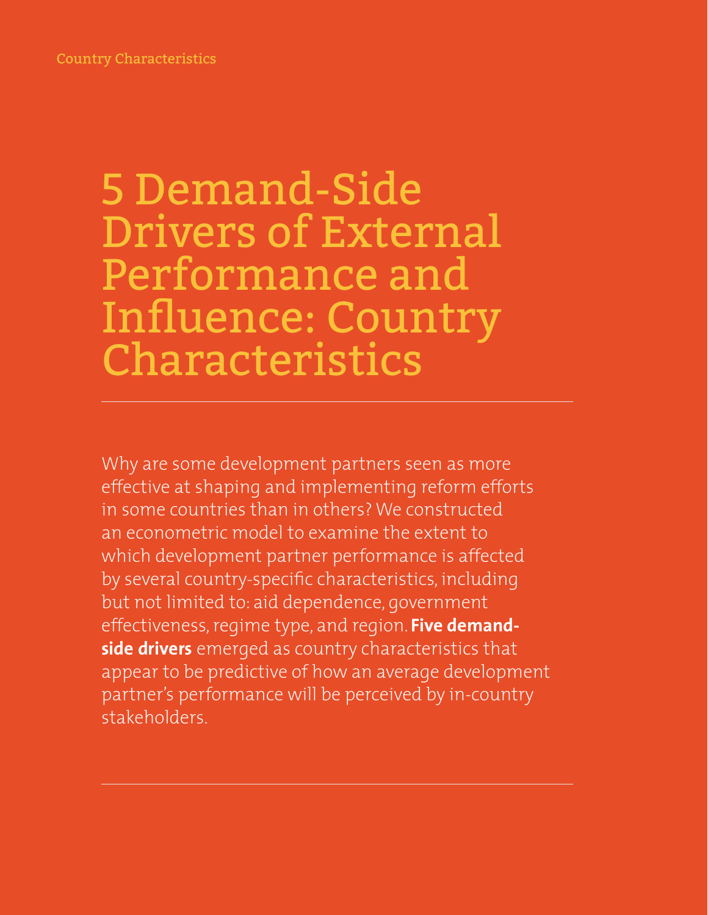# 5 Demand-Side Drivers of External Performance and Influence: Country Characteristics

Why are some development partners seen as more effective at shaping and implementing reform efforts in some countries than in others? We constructed an econometric model to examine the extent to which development partner performance is affected by several country-specific characteristics, including but not limited to: aid dependence, government effectiveness, regime type, and region. **Five demand-side drivers** emerged as country characteristics that appear to be predictive of how an average development partner's performance will be perceived by in-country stakeholders.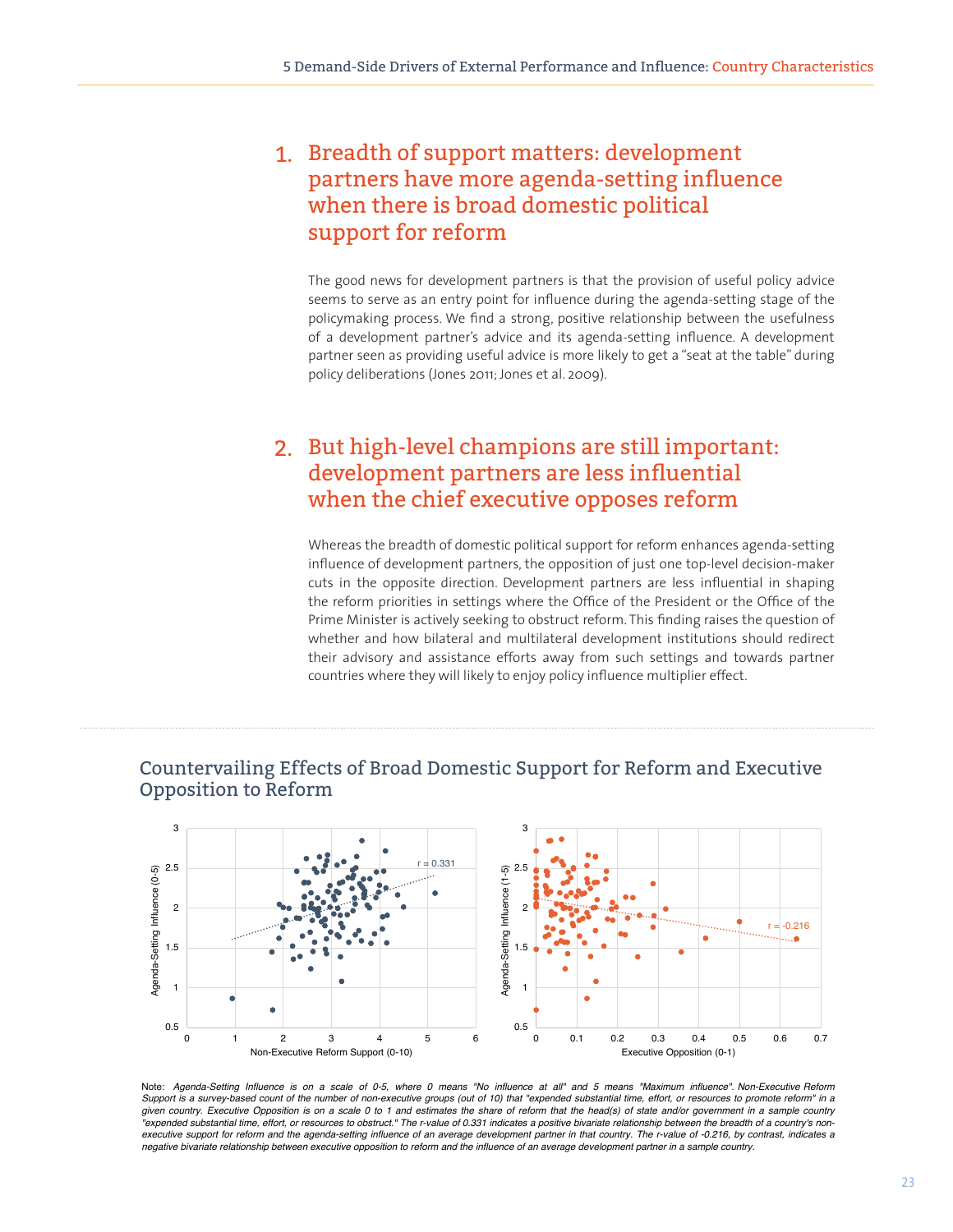## 1. Breadth of support matters: development partners have more agenda-setting influence when there is broad domestic political support for reform

The good news for development partners is that the provision of useful policy advice seems to serve as an entry point for influence during the agenda-setting stage of the policymaking process. We find a strong, positive relationship between the usefulness of a development partner's advice and its agenda-setting influence. A development partner seen as providing useful advice is more likely to get a "seat at the table" during policy deliberations (Jones 2011; Jones et al. 2009).

## 2. But high-level champions are still important: development partners are less influential when the chief executive opposes reform

Whereas the breadth of domestic political support for reform enhances agenda-setting influence of development partners, the opposition of just one top-level decision-maker cuts in the opposite direction. Development partners are less influential in shaping the reform priorities in settings where the Office of the President or the Office of the Prime Minister is actively seeking to obstruct reform. This finding raises the question of whether and how bilateral and multilateral development institutions should redirect their advisory and assistance efforts away from such settings and towards partner countries where they will likely to enjoy policy influence multiplier effect.

### Countervailing Effects of Broad Domestic Support for Reform and Executive Opposition to Reform

*Note: Agenda-Setting Influence is on a scale of 0-5, where 0 means "No influence at all" and 5 means "Maximum influence". Non-Executive Reform Support is a survey-based count of the number of non-executive groups (out of 10) that "expended substantial time, effort, or resources to promote reform" in a given country. Executive Opposition is on a scale 0 to 1 and estimates the share of reform that the head(s) of state and/or government in a sample country "expended substantial time, effort, or resources to obstruct." The r-value of 0.331 indicates a positive bivariate relationship between the breadth of a country's non-executive support for reform and the agenda-setting influence of an average development partner in that country. The r-value of -0.216, by contrast, indicates a negative bivariate relationship between executive opposition to reform and the influence of an average development partner in a sample country.*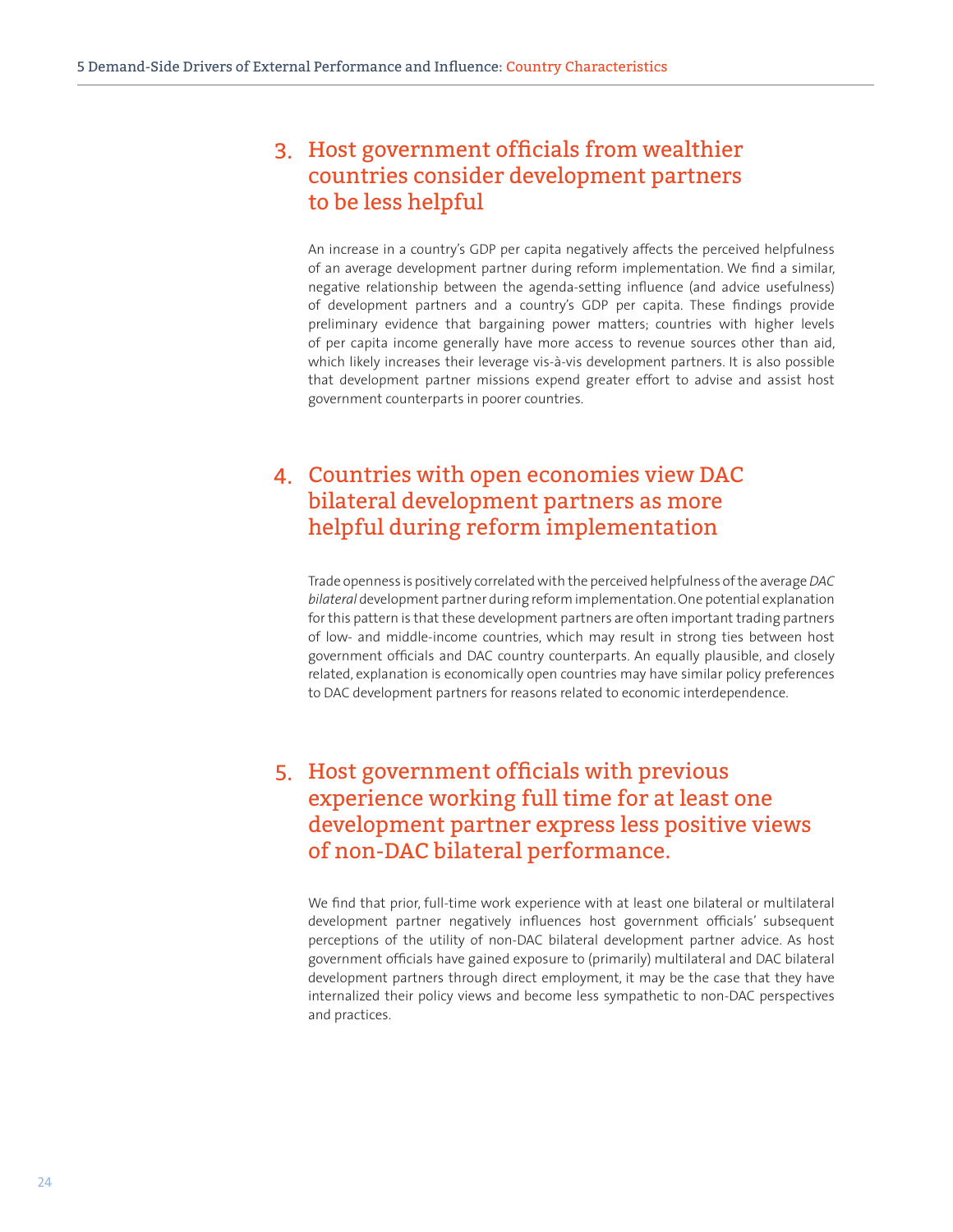## 3. Host government officials from wealthier countries consider development partners to be less helpful

An increase in a country's GDP per capita negatively affects the perceived helpfulness of an average development partner during reform implementation. We find a similar, negative relationship between the agenda-setting influence (and advice usefulness) of development partners and a country's GDP per capita. These findings provide preliminary evidence that bargaining power matters; countries with higher levels of per capita income generally have more access to revenue sources other than aid, which likely increases their leverage vis-à-vis development partners. It is also possible that development partner missions expend greater effort to advise and assist host government counterparts in poorer countries.

## 4. Countries with open economies view DAC bilateral development partners as more helpful during reform implementation

Trade openness is positively correlated with the perceived helpfulness of the average *DAC bilateral* development partner during reform implementation. One potential explanation for this pattern is that these development partners are often important trading partners of low- and middle-income countries, which may result in strong ties between host government officials and DAC country counterparts. An equally plausible, and closely related, explanation is economically open countries may have similar policy preferences to DAC development partners for reasons related to economic interdependence.

## 5. Host government officials with previous experience working full time for at least one development partner express less positive views of non-DAC bilateral performance.

We find that prior, full-time work experience with at least one bilateral or multilateral development partner negatively influences host government officials' subsequent perceptions of the utility of non-DAC bilateral development partner advice. As host government officials have gained exposure to (primarily) multilateral and DAC bilateral development partners through direct employment, it may be the case that they have internalized their policy views and become less sympathetic to non-DAC perspectives and practices.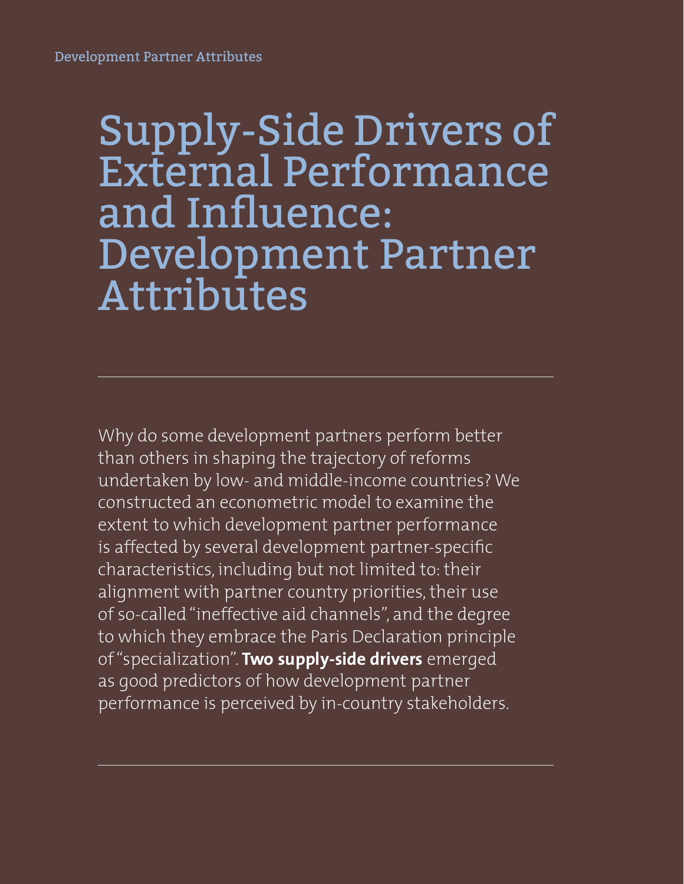# Supply-Side Drivers of External Performance and Influence: Development Partner Attributes

Why do some development partners perform better than others in shaping the trajectory of reforms undertaken by low- and middle-income countries? We constructed an econometric model to examine the extent to which development partner performance is affected by several development partner-specific characteristics, including but not limited to: their alignment with partner country priorities, their use of so-called "ineffective aid channels", and the degree to which they embrace the Paris Declaration principle of "specialization". **Two supply-side drivers** emerged as good predictors of how development partner performance is perceived by in-country stakeholders.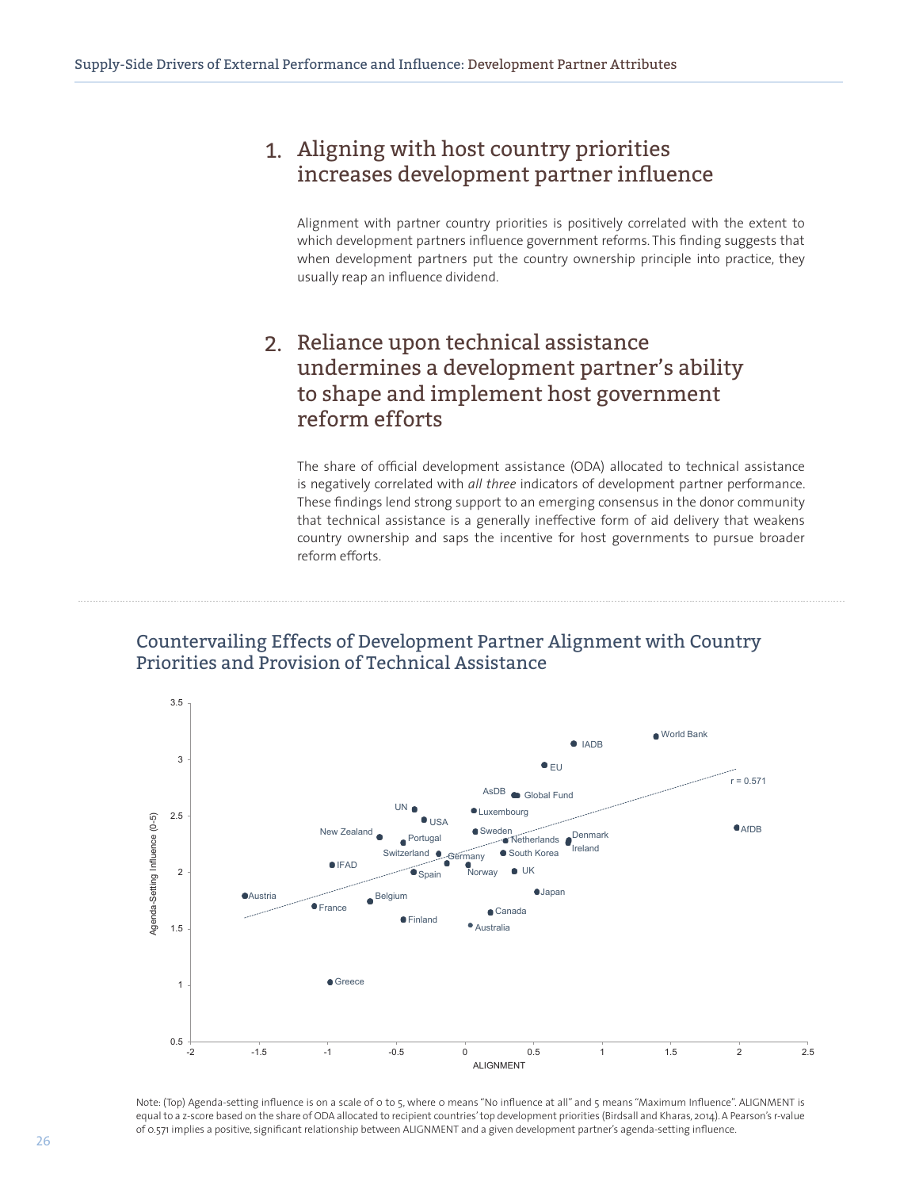## 1. Aligning with host country priorities increases development partner influence

Alignment with partner country priorities is positively correlated with the extent to which development partners influence government reforms. This finding suggests that when development partners put the country ownership principle into practice, they usually reap an influence dividend.

## 2. Reliance upon technical assistance undermines a development partner's ability to shape and implement host government reform efforts

The share of official development assistance (ODA) allocated to technical assistance is negatively correlated with *all three* indicators of development partner performance. These findings lend strong support to an emerging consensus in the donor community that technical assistance is a generally ineffective form of aid delivery that weakens country ownership and saps the incentive for host governments to pursue broader reform efforts.

### Countervailing Effects of Development Partner Alignment with Country Priorities and Provision of Technical Assistance

Note: (Top) Agenda-setting influence is on a scale of 0 to 5, where 0 means "No influence at all" and 5 means "Maximum Influence". ALIGNMENT is equal to a z-score based on the share of ODA allocated to recipient countries' top development priorities (Birdsall and Kharas, 2014). A Pearson's r-value of 0.571 implies a positive, significant relationship between ALIGNMENT and a given development partner's agenda-setting influence.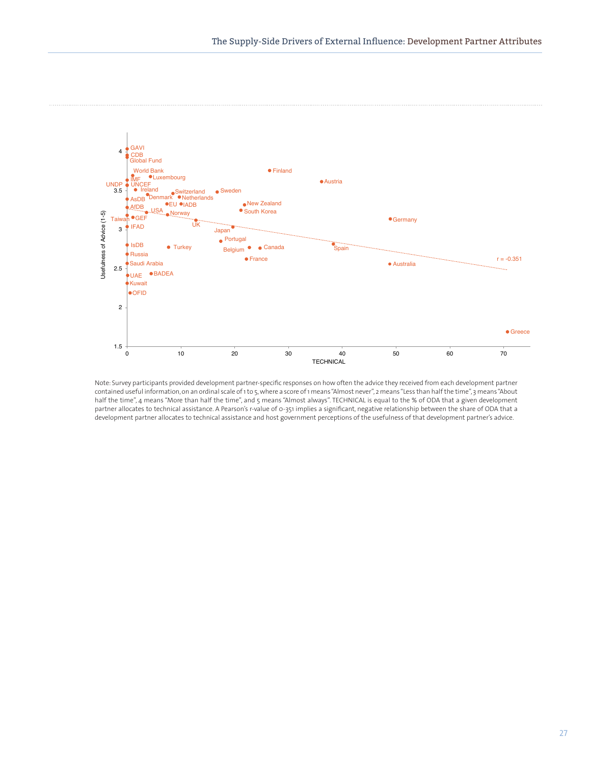Note: Survey participants provided development partner-specific responses on how often the advice they received from each development partner contained useful information, on an ordinal scale of 1 to 5, where a score of 1 means "Almost never", 2 means "Less than half the time", 3 means "About half the time", 4 means "More than half the time", and 5 means "Almost always". TECHNICAL is equal to the % of ODA that a given development partner allocates to technical assistance. A Pearson's r-value of 0-351 implies a significant, negative relationship between the share of ODA that a development partner allocates to technical assistance and host government perceptions of the usefulness of that development partner's advice.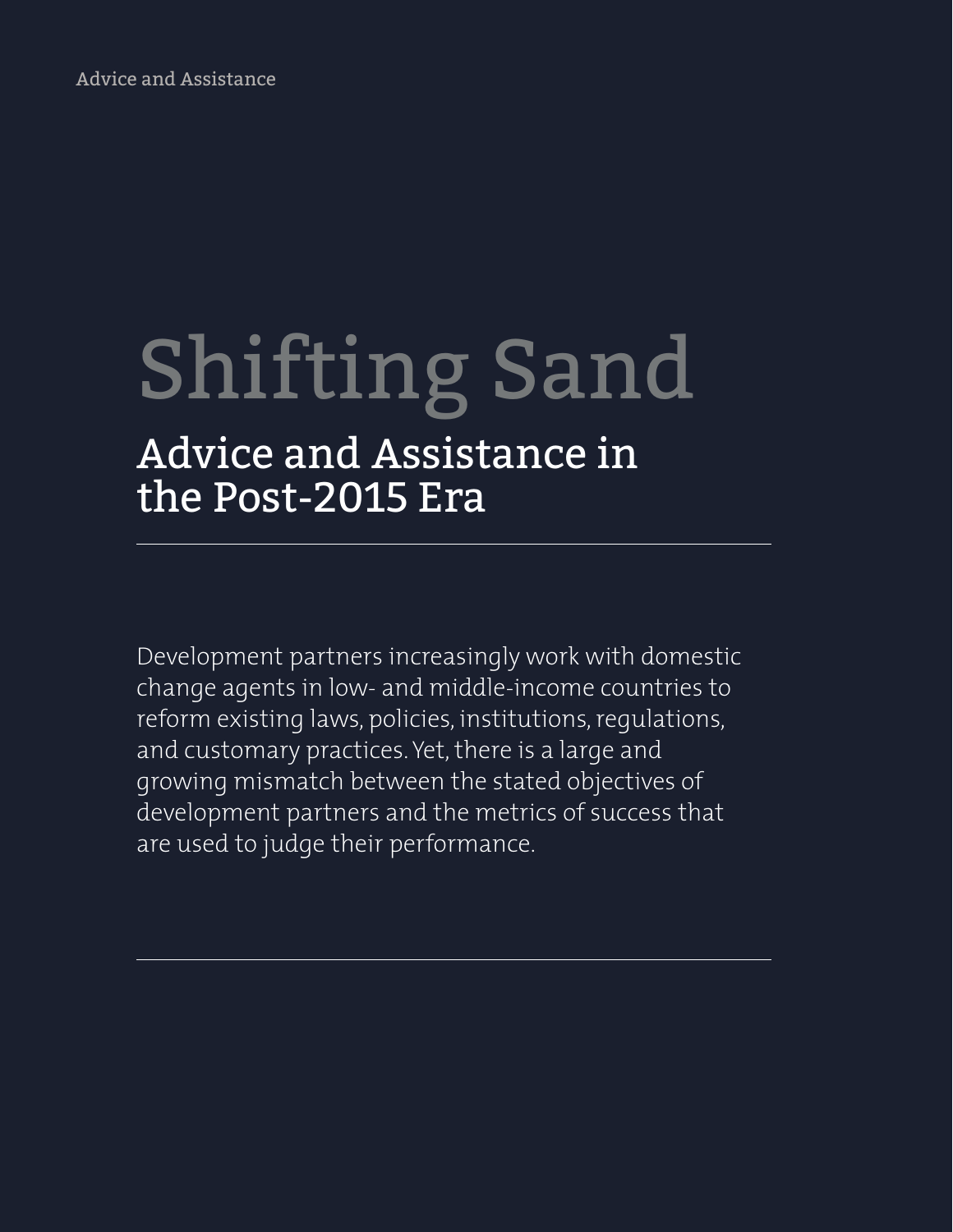# Shifting Sand

## Advice and Assistance in the Post-2015 Era

Development partners increasingly work with domestic change agents in low- and middle-income countries to reform existing laws, policies, institutions, regulations, and customary practices. Yet, there is a large and growing mismatch between the stated objectives of development partners and the metrics of success that are used to judge their performance.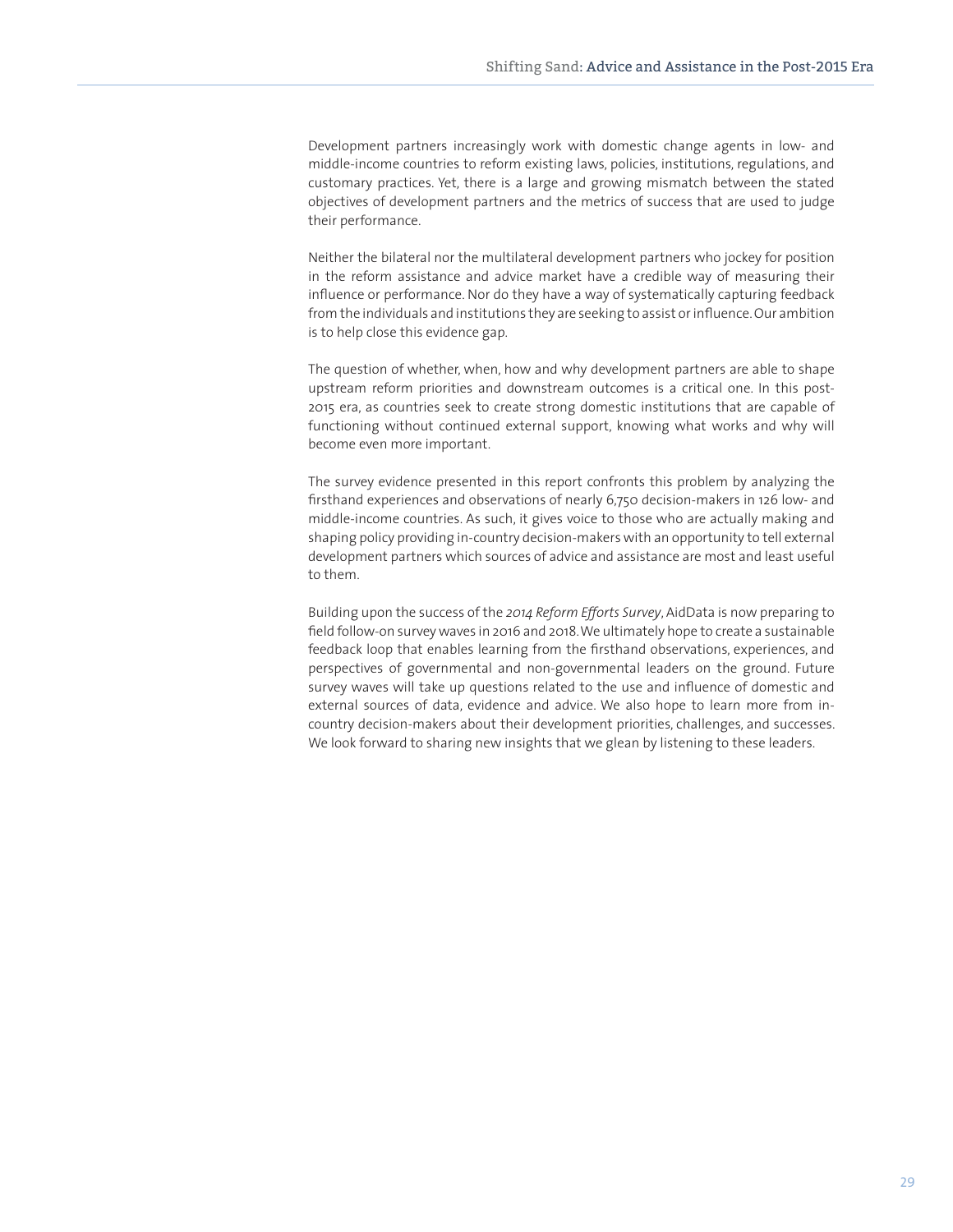Development partners increasingly work with domestic change agents in low- and middle-income countries to reform existing laws, policies, institutions, regulations, and customary practices. Yet, there is a large and growing mismatch between the stated objectives of development partners and the metrics of success that are used to judge their performance.

Neither the bilateral nor the multilateral development partners who jockey for position in the reform assistance and advice market have a credible way of measuring their influence or performance. Nor do they have a way of systematically capturing feedback from the individuals and institutions they are seeking to assist or influence. Our ambition is to help close this evidence gap.

The question of whether, when, how and why development partners are able to shape upstream reform priorities and downstream outcomes is a critical one. In this post-2015 era, as countries seek to create strong domestic institutions that are capable of functioning without continued external support, knowing what works and why will become even more important.

The survey evidence presented in this report confronts this problem by analyzing the firsthand experiences and observations of nearly 6,750 decision-makers in 126 low- and middle-income countries. As such, it gives voice to those who are actually making and shaping policy providing in-country decision-makers with an opportunity to tell external development partners which sources of advice and assistance are most and least useful to them.

Building upon the success of the *2014 Reform Efforts Survey*, AidData is now preparing to field follow-on survey waves in 2016 and 2018. We ultimately hope to create a sustainable feedback loop that enables learning from the firsthand observations, experiences, and perspectives of governmental and non-governmental leaders on the ground. Future survey waves will take up questions related to the use and influence of domestic and external sources of data, evidence and advice. We also hope to learn more from in-country decision-makers about their development priorities, challenges, and successes. We look forward to sharing new insights that we glean by listening to these leaders.